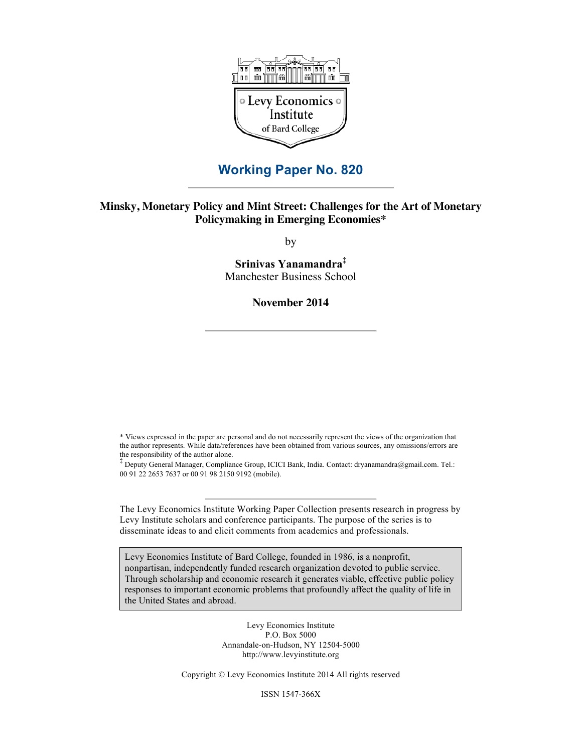Levy Economics Institute of Bard College

# Working Paper No. 820

**Minsky, Monetary Policy and Mint Street: Challenges for the Art of Monetary Policymaking in Emerging Economies***

by

**Srinivas Yanamandra**[‡]
Manchester Business School

**November 2014**

* Views expressed in the paper are personal and do not necessarily represent the views of the organization that the author represents. While data/references have been obtained from various sources, any omissions/errors are the responsibility of the author alone.

[‡] Deputy General Manager, Compliance Group, ICICI Bank, India. Contact: dryanamandra@gmail.com. Tel.: 00 91 22 2653 7637 or 00 91 98 2150 9192 (mobile).

The Levy Economics Institute Working Paper Collection presents research in progress by Levy Institute scholars and conference participants. The purpose of the series is to disseminate ideas to and elicit comments from academics and professionals.

Levy Economics Institute of Bard College, founded in 1986, is a nonprofit, nonpartisan, independently funded research organization devoted to public service. Through scholarship and economic research it generates viable, effective public policy responses to important economic problems that profoundly affect the quality of life in the United States and abroad.

Levy Economics Institute
P.O. Box 5000
Annandale-on-Hudson, NY 12504-5000
http://www.levyinstitute.org

Copyright © Levy Economics Institute 2014 All rights reserved

ISSN 1547-366X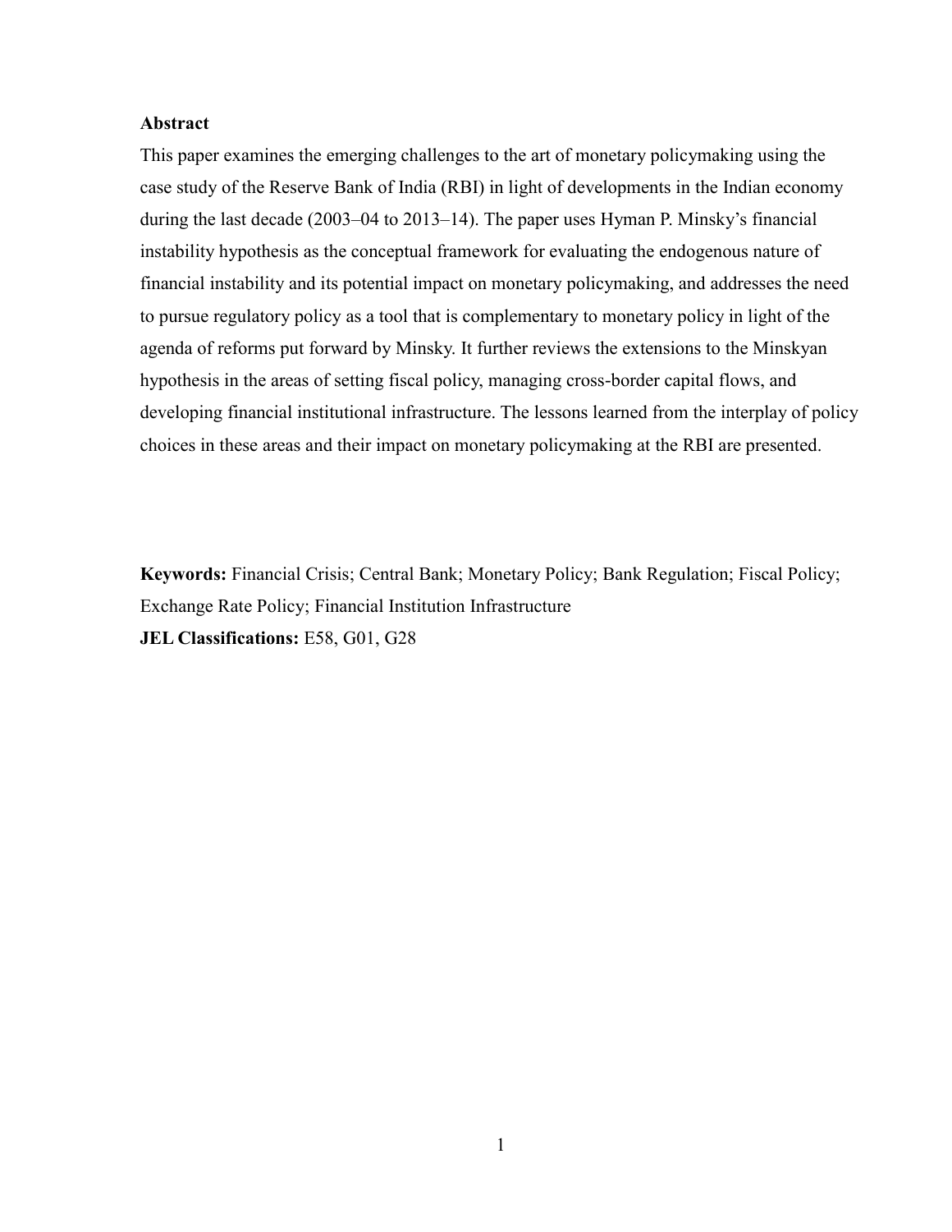## Abstract

This paper examines the emerging challenges to the art of monetary policymaking using the case study of the Reserve Bank of India (RBI) in light of developments in the Indian economy during the last decade (2003–04 to 2013–14). The paper uses Hyman P. Minsky's financial instability hypothesis as the conceptual framework for evaluating the endogenous nature of financial instability and its potential impact on monetary policymaking, and addresses the need to pursue regulatory policy as a tool that is complementary to monetary policy in light of the agenda of reforms put forward by Minsky. It further reviews the extensions to the Minskyan hypothesis in the areas of setting fiscal policy, managing cross-border capital flows, and developing financial institutional infrastructure. The lessons learned from the interplay of policy choices in these areas and their impact on monetary policymaking at the RBI are presented.

**Keywords:** Financial Crisis; Central Bank; Monetary Policy; Bank Regulation; Fiscal Policy; Exchange Rate Policy; Financial Institution Infrastructure

**JEL Classifications:** E58, G01, G28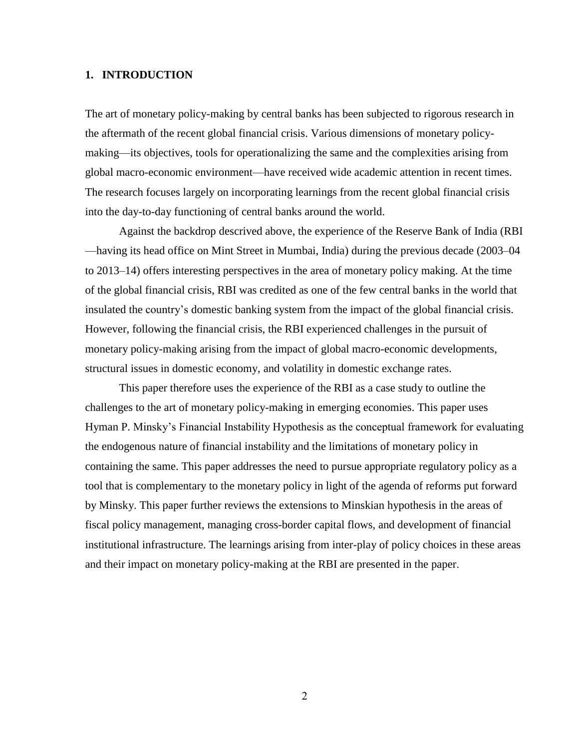## 1. INTRODUCTION

The art of monetary policy-making by central banks has been subjected to rigorous research in the aftermath of the recent global financial crisis. Various dimensions of monetary policy-making—its objectives, tools for operationalizing the same and the complexities arising from global macro-economic environment—have received wide academic attention in recent times. The research focuses largely on incorporating learnings from the recent global financial crisis into the day-to-day functioning of central banks around the world.

Against the backdrop descrived above, the experience of the Reserve Bank of India (RBI —having its head office on Mint Street in Mumbai, India) during the previous decade (2003–04 to 2013–14) offers interesting perspectives in the area of monetary policy making. At the time of the global financial crisis, RBI was credited as one of the few central banks in the world that insulated the country's domestic banking system from the impact of the global financial crisis. However, following the financial crisis, the RBI experienced challenges in the pursuit of monetary policy-making arising from the impact of global macro-economic developments, structural issues in domestic economy, and volatility in domestic exchange rates.

This paper therefore uses the experience of the RBI as a case study to outline the challenges to the art of monetary policy-making in emerging economies. This paper uses Hyman P. Minsky's Financial Instability Hypothesis as the conceptual framework for evaluating the endogenous nature of financial instability and the limitations of monetary policy in containing the same. This paper addresses the need to pursue appropriate regulatory policy as a tool that is complementary to the monetary policy in light of the agenda of reforms put forward by Minsky. This paper further reviews the extensions to Minskian hypothesis in the areas of fiscal policy management, managing cross-border capital flows, and development of financial institutional infrastructure. The learnings arising from inter-play of policy choices in these areas and their impact on monetary policy-making at the RBI are presented in the paper.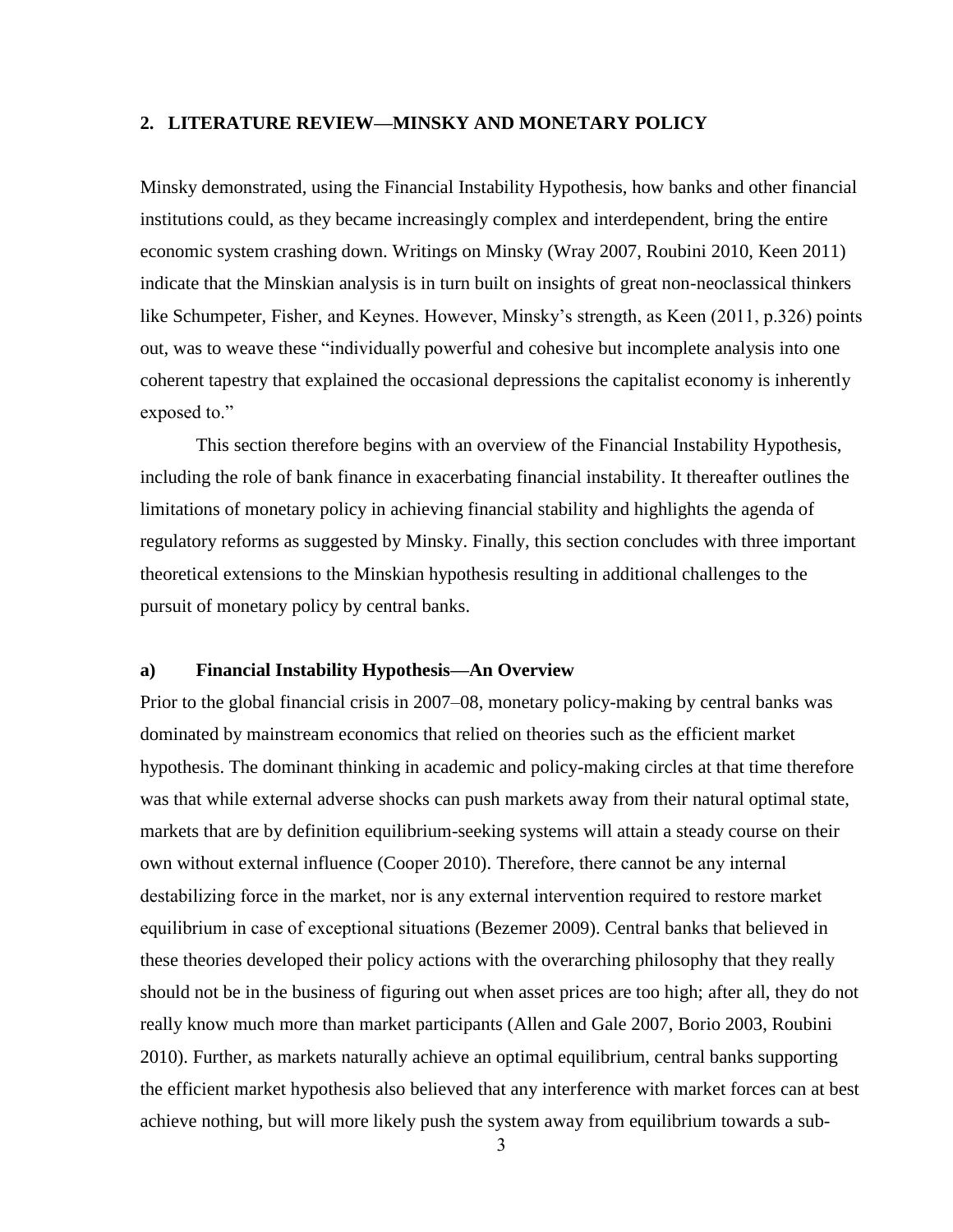## 2. LITERATURE REVIEW—MINSKY AND MONETARY POLICY

Minsky demonstrated, using the Financial Instability Hypothesis, how banks and other financial institutions could, as they became increasingly complex and interdependent, bring the entire economic system crashing down. Writings on Minsky (Wray 2007, Roubini 2010, Keen 2011) indicate that the Minskian analysis is in turn built on insights of great non-neoclassical thinkers like Schumpeter, Fisher, and Keynes. However, Minsky's strength, as Keen (2011, p.326) points out, was to weave these "individually powerful and cohesive but incomplete analysis into one coherent tapestry that explained the occasional depressions the capitalist economy is inherently exposed to."

This section therefore begins with an overview of the Financial Instability Hypothesis, including the role of bank finance in exacerbating financial instability. It thereafter outlines the limitations of monetary policy in achieving financial stability and highlights the agenda of regulatory reforms as suggested by Minsky. Finally, this section concludes with three important theoretical extensions to the Minskian hypothesis resulting in additional challenges to the pursuit of monetary policy by central banks.

### a) Financial Instability Hypothesis—An Overview

Prior to the global financial crisis in 2007–08, monetary policy-making by central banks was dominated by mainstream economics that relied on theories such as the efficient market hypothesis. The dominant thinking in academic and policy-making circles at that time therefore was that while external adverse shocks can push markets away from their natural optimal state, markets that are by definition equilibrium-seeking systems will attain a steady course on their own without external influence (Cooper 2010). Therefore, there cannot be any internal destabilizing force in the market, nor is any external intervention required to restore market equilibrium in case of exceptional situations (Bezemer 2009). Central banks that believed in these theories developed their policy actions with the overarching philosophy that they really should not be in the business of figuring out when asset prices are too high; after all, they do not really know much more than market participants (Allen and Gale 2007, Borio 2003, Roubini 2010). Further, as markets naturally achieve an optimal equilibrium, central banks supporting the efficient market hypothesis also believed that any interference with market forces can at best achieve nothing, but will more likely push the system away from equilibrium towards a sub-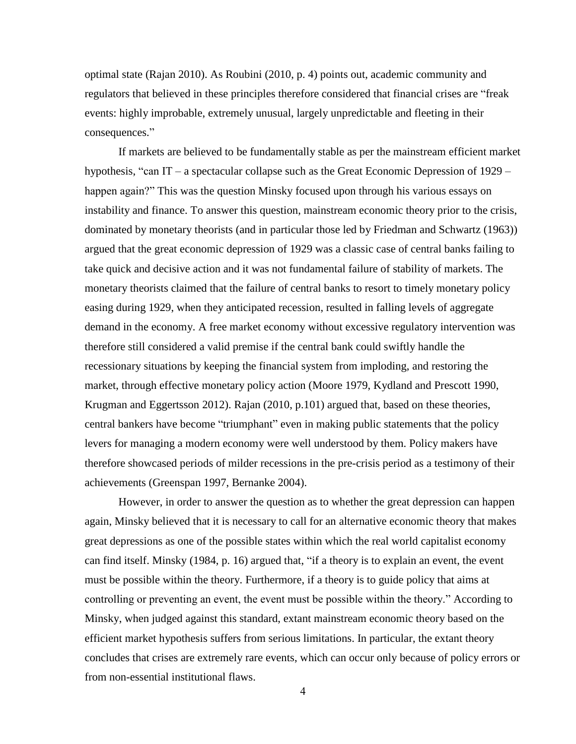optimal state (Rajan 2010). As Roubini (2010, p. 4) points out, academic community and regulators that believed in these principles therefore considered that financial crises are "freak events: highly improbable, extremely unusual, largely unpredictable and fleeting in their consequences."

If markets are believed to be fundamentally stable as per the mainstream efficient market hypothesis, "can IT – a spectacular collapse such as the Great Economic Depression of 1929 – happen again?" This was the question Minsky focused upon through his various essays on instability and finance. To answer this question, mainstream economic theory prior to the crisis, dominated by monetary theorists (and in particular those led by Friedman and Schwartz (1963)) argued that the great economic depression of 1929 was a classic case of central banks failing to take quick and decisive action and it was not fundamental failure of stability of markets. The monetary theorists claimed that the failure of central banks to resort to timely monetary policy easing during 1929, when they anticipated recession, resulted in falling levels of aggregate demand in the economy. A free market economy without excessive regulatory intervention was therefore still considered a valid premise if the central bank could swiftly handle the recessionary situations by keeping the financial system from imploding, and restoring the market, through effective monetary policy action (Moore 1979, Kydland and Prescott 1990, Krugman and Eggertsson 2012). Rajan (2010, p.101) argued that, based on these theories, central bankers have become "triumphant" even in making public statements that the policy levers for managing a modern economy were well understood by them. Policy makers have therefore showcased periods of milder recessions in the pre-crisis period as a testimony of their achievements (Greenspan 1997, Bernanke 2004).

However, in order to answer the question as to whether the great depression can happen again, Minsky believed that it is necessary to call for an alternative economic theory that makes great depressions as one of the possible states within which the real world capitalist economy can find itself. Minsky (1984, p. 16) argued that, "if a theory is to explain an event, the event must be possible within the theory. Furthermore, if a theory is to guide policy that aims at controlling or preventing an event, the event must be possible within the theory." According to Minsky, when judged against this standard, extant mainstream economic theory based on the efficient market hypothesis suffers from serious limitations. In particular, the extant theory concludes that crises are extremely rare events, which can occur only because of policy errors or from non-essential institutional flaws.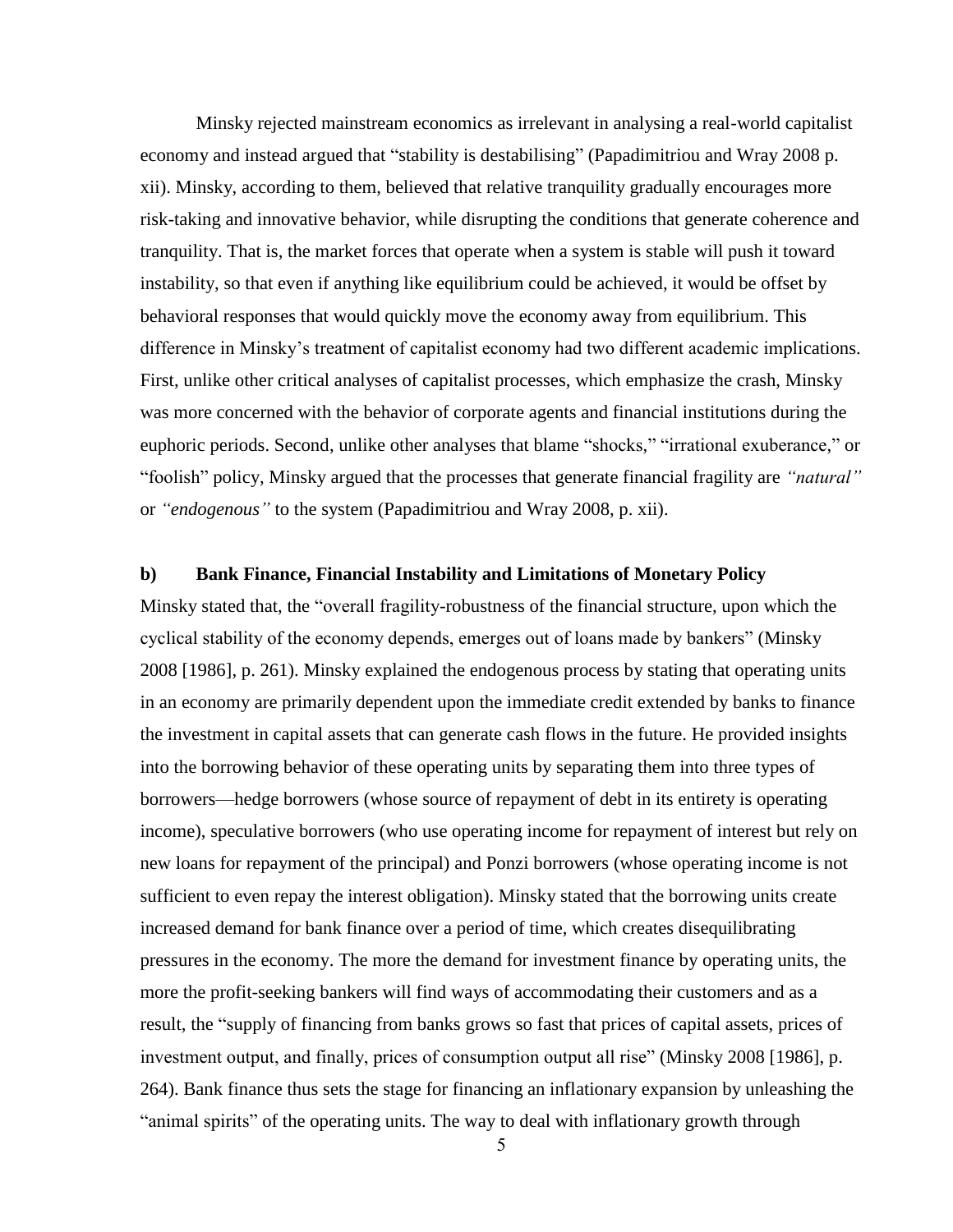Minsky rejected mainstream economics as irrelevant in analysing a real-world capitalist economy and instead argued that "stability is destabilising" (Papadimitriou and Wray 2008 p. xii). Minsky, according to them, believed that relative tranquility gradually encourages more risk-taking and innovative behavior, while disrupting the conditions that generate coherence and tranquility. That is, the market forces that operate when a system is stable will push it toward instability, so that even if anything like equilibrium could be achieved, it would be offset by behavioral responses that would quickly move the economy away from equilibrium. This difference in Minsky's treatment of capitalist economy had two different academic implications. First, unlike other critical analyses of capitalist processes, which emphasize the crash, Minsky was more concerned with the behavior of corporate agents and financial institutions during the euphoric periods. Second, unlike other analyses that blame "shocks," "irrational exuberance," or "foolish" policy, Minsky argued that the processes that generate financial fragility are *"natural"* or *"endogenous"* to the system (Papadimitriou and Wray 2008, p. xii).

### b) Bank Finance, Financial Instability and Limitations of Monetary Policy

Minsky stated that, the "overall fragility-robustness of the financial structure, upon which the cyclical stability of the economy depends, emerges out of loans made by bankers" (Minsky 2008 [1986], p. 261). Minsky explained the endogenous process by stating that operating units in an economy are primarily dependent upon the immediate credit extended by banks to finance the investment in capital assets that can generate cash flows in the future. He provided insights into the borrowing behavior of these operating units by separating them into three types of borrowers—hedge borrowers (whose source of repayment of debt in its entirety is operating income), speculative borrowers (who use operating income for repayment of interest but rely on new loans for repayment of the principal) and Ponzi borrowers (whose operating income is not sufficient to even repay the interest obligation). Minsky stated that the borrowing units create increased demand for bank finance over a period of time, which creates disequilibrating pressures in the economy. The more the demand for investment finance by operating units, the more the profit-seeking bankers will find ways of accommodating their customers and as a result, the "supply of financing from banks grows so fast that prices of capital assets, prices of investment output, and finally, prices of consumption output all rise" (Minsky 2008 [1986], p. 264). Bank finance thus sets the stage for financing an inflationary expansion by unleashing the "animal spirits" of the operating units. The way to deal with inflationary growth through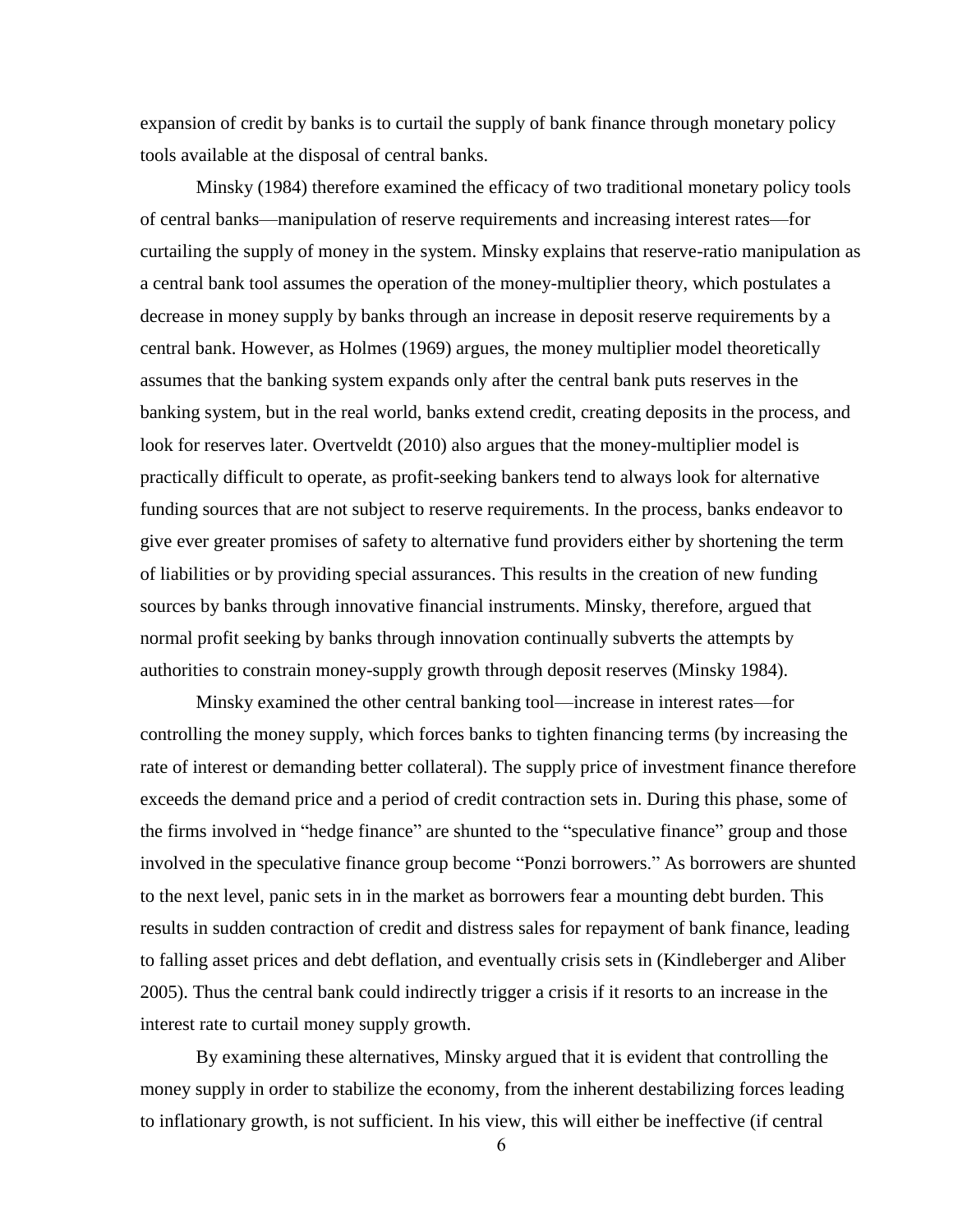expansion of credit by banks is to curtail the supply of bank finance through monetary policy tools available at the disposal of central banks.

Minsky (1984) therefore examined the efficacy of two traditional monetary policy tools of central banks—manipulation of reserve requirements and increasing interest rates—for curtailing the supply of money in the system. Minsky explains that reserve-ratio manipulation as a central bank tool assumes the operation of the money-multiplier theory, which postulates a decrease in money supply by banks through an increase in deposit reserve requirements by a central bank. However, as Holmes (1969) argues, the money multiplier model theoretically assumes that the banking system expands only after the central bank puts reserves in the banking system, but in the real world, banks extend credit, creating deposits in the process, and look for reserves later. Overtveldt (2010) also argues that the money-multiplier model is practically difficult to operate, as profit-seeking bankers tend to always look for alternative funding sources that are not subject to reserve requirements. In the process, banks endeavor to give ever greater promises of safety to alternative fund providers either by shortening the term of liabilities or by providing special assurances. This results in the creation of new funding sources by banks through innovative financial instruments. Minsky, therefore, argued that normal profit seeking by banks through innovation continually subverts the attempts by authorities to constrain money-supply growth through deposit reserves (Minsky 1984).

Minsky examined the other central banking tool—increase in interest rates—for controlling the money supply, which forces banks to tighten financing terms (by increasing the rate of interest or demanding better collateral). The supply price of investment finance therefore exceeds the demand price and a period of credit contraction sets in. During this phase, some of the firms involved in "hedge finance" are shunted to the "speculative finance" group and those involved in the speculative finance group become "Ponzi borrowers." As borrowers are shunted to the next level, panic sets in in the market as borrowers fear a mounting debt burden. This results in sudden contraction of credit and distress sales for repayment of bank finance, leading to falling asset prices and debt deflation, and eventually crisis sets in (Kindleberger and Aliber 2005). Thus the central bank could indirectly trigger a crisis if it resorts to an increase in the interest rate to curtail money supply growth.

By examining these alternatives, Minsky argued that it is evident that controlling the money supply in order to stabilize the economy, from the inherent destabilizing forces leading to inflationary growth, is not sufficient. In his view, this will either be ineffective (if central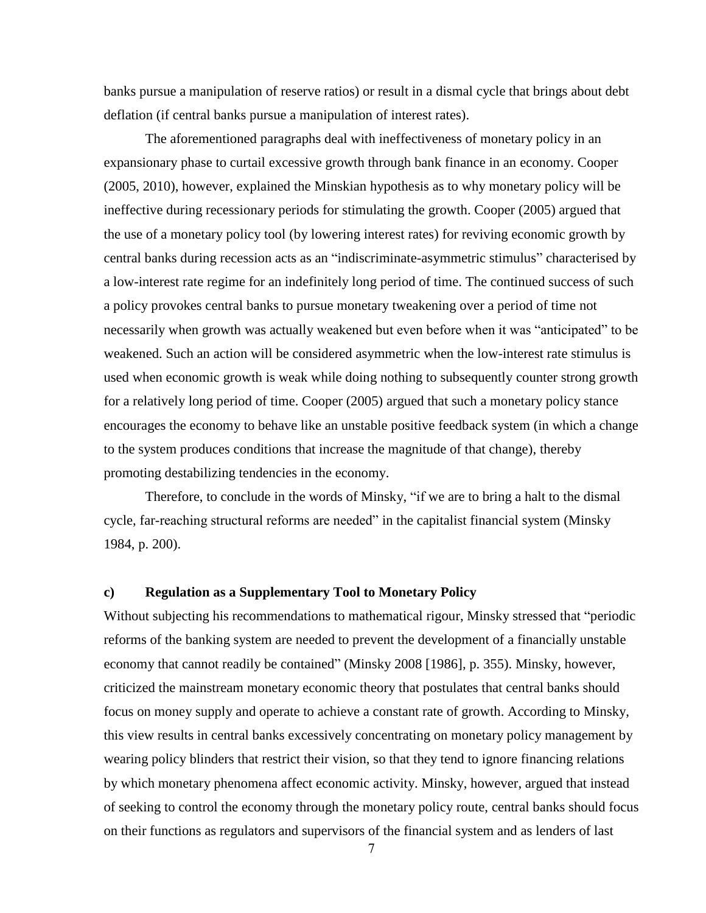banks pursue a manipulation of reserve ratios) or result in a dismal cycle that brings about debt deflation (if central banks pursue a manipulation of interest rates).

The aforementioned paragraphs deal with ineffectiveness of monetary policy in an expansionary phase to curtail excessive growth through bank finance in an economy. Cooper (2005, 2010), however, explained the Minskian hypothesis as to why monetary policy will be ineffective during recessionary periods for stimulating the growth. Cooper (2005) argued that the use of a monetary policy tool (by lowering interest rates) for reviving economic growth by central banks during recession acts as an "indiscriminate-asymmetric stimulus" characterised by a low-interest rate regime for an indefinitely long period of time. The continued success of such a policy provokes central banks to pursue monetary tweakening over a period of time not necessarily when growth was actually weakened but even before when it was "anticipated" to be weakened. Such an action will be considered asymmetric when the low-interest rate stimulus is used when economic growth is weak while doing nothing to subsequently counter strong growth for a relatively long period of time. Cooper (2005) argued that such a monetary policy stance encourages the economy to behave like an unstable positive feedback system (in which a change to the system produces conditions that increase the magnitude of that change), thereby promoting destabilizing tendencies in the economy.

Therefore, to conclude in the words of Minsky, "if we are to bring a halt to the dismal cycle, far-reaching structural reforms are needed" in the capitalist financial system (Minsky 1984, p. 200).

### c) Regulation as a Supplementary Tool to Monetary Policy

Without subjecting his recommendations to mathematical rigour, Minsky stressed that "periodic reforms of the banking system are needed to prevent the development of a financially unstable economy that cannot readily be contained" (Minsky 2008 [1986], p. 355). Minsky, however, criticized the mainstream monetary economic theory that postulates that central banks should focus on money supply and operate to achieve a constant rate of growth. According to Minsky, this view results in central banks excessively concentrating on monetary policy management by wearing policy blinders that restrict their vision, so that they tend to ignore financing relations by which monetary phenomena affect economic activity. Minsky, however, argued that instead of seeking to control the economy through the monetary policy route, central banks should focus on their functions as regulators and supervisors of the financial system and as lenders of last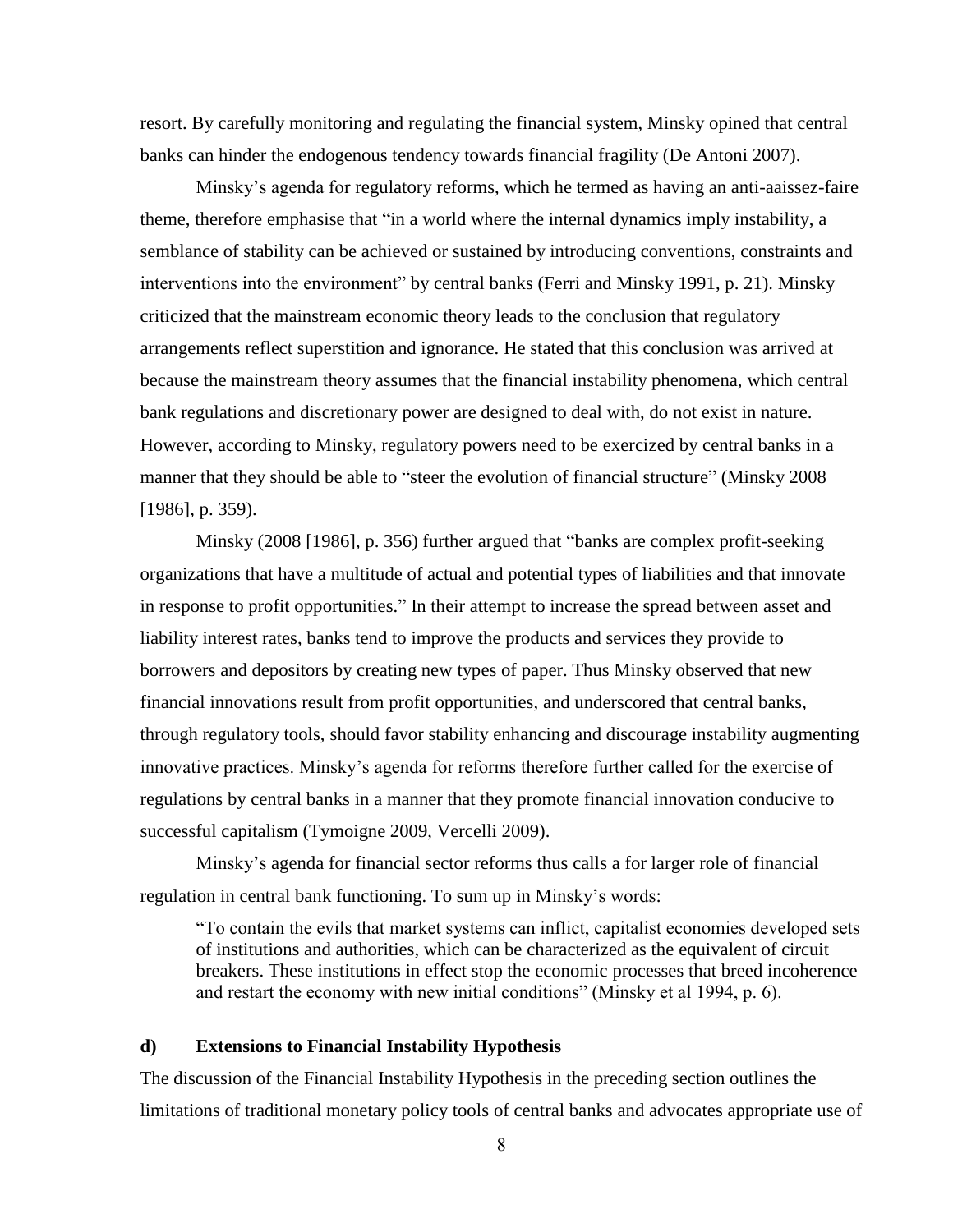resort. By carefully monitoring and regulating the financial system, Minsky opined that central banks can hinder the endogenous tendency towards financial fragility (De Antoni 2007).

Minsky's agenda for regulatory reforms, which he termed as having an anti-aaissez-faire theme, therefore emphasise that "in a world where the internal dynamics imply instability, a semblance of stability can be achieved or sustained by introducing conventions, constraints and interventions into the environment" by central banks (Ferri and Minsky 1991, p. 21). Minsky criticized that the mainstream economic theory leads to the conclusion that regulatory arrangements reflect superstition and ignorance. He stated that this conclusion was arrived at because the mainstream theory assumes that the financial instability phenomena, which central bank regulations and discretionary power are designed to deal with, do not exist in nature. However, according to Minsky, regulatory powers need to be exercized by central banks in a manner that they should be able to "steer the evolution of financial structure" (Minsky 2008 [1986], p. 359).

Minsky (2008 [1986], p. 356) further argued that "banks are complex profit-seeking organizations that have a multitude of actual and potential types of liabilities and that innovate in response to profit opportunities." In their attempt to increase the spread between asset and liability interest rates, banks tend to improve the products and services they provide to borrowers and depositors by creating new types of paper. Thus Minsky observed that new financial innovations result from profit opportunities, and underscored that central banks, through regulatory tools, should favor stability enhancing and discourage instability augmenting innovative practices. Minsky's agenda for reforms therefore further called for the exercise of regulations by central banks in a manner that they promote financial innovation conducive to successful capitalism (Tymoigne 2009, Vercelli 2009).

Minsky's agenda for financial sector reforms thus calls a for larger role of financial regulation in central bank functioning. To sum up in Minsky's words:

> "To contain the evils that market systems can inflict, capitalist economies developed sets of institutions and authorities, which can be characterized as the equivalent of circuit breakers. These institutions in effect stop the economic processes that breed incoherence and restart the economy with new initial conditions" (Minsky et al 1994, p. 6).

### d) Extensions to Financial Instability Hypothesis

The discussion of the Financial Instability Hypothesis in the preceding section outlines the limitations of traditional monetary policy tools of central banks and advocates appropriate use of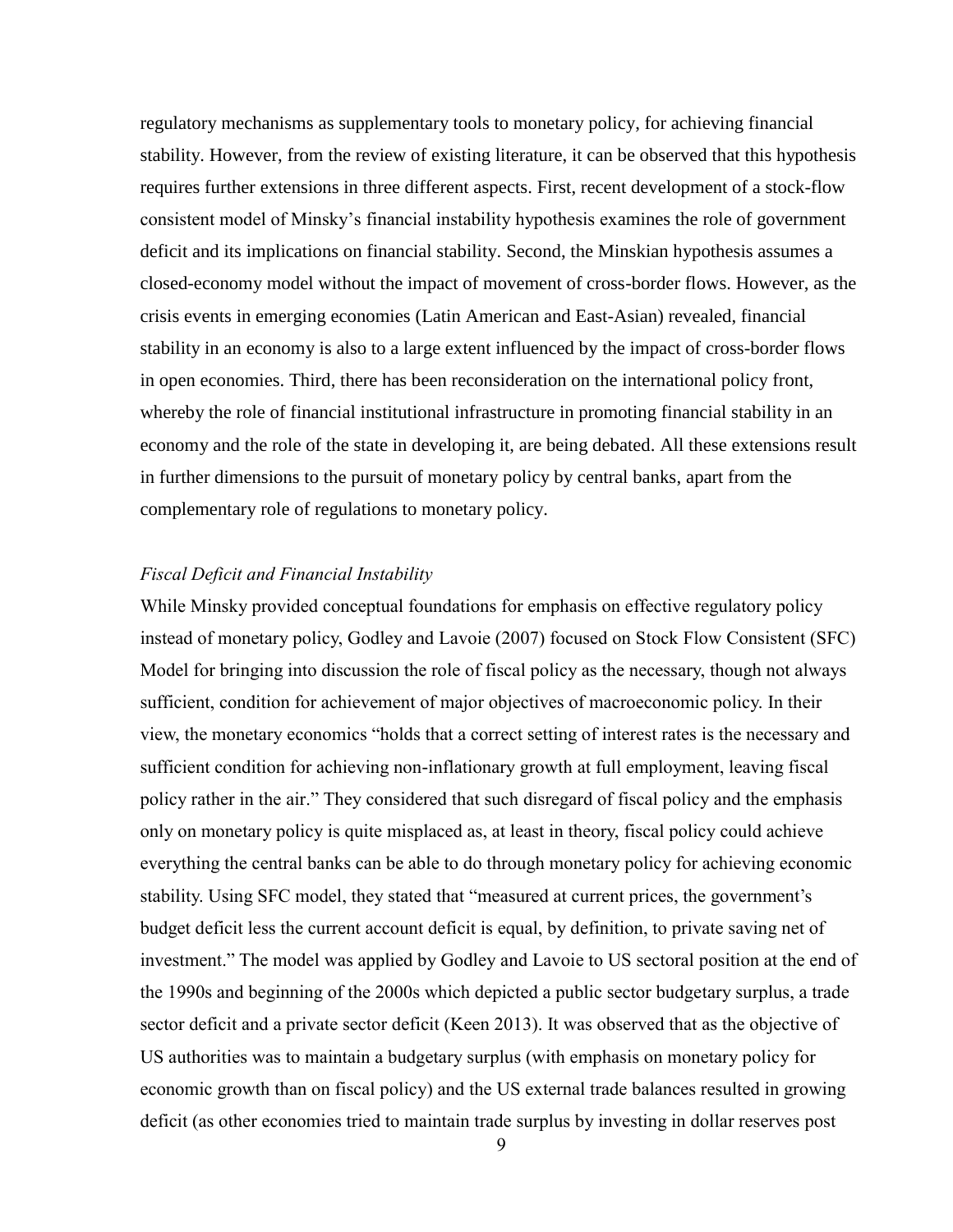regulatory mechanisms as supplementary tools to monetary policy, for achieving financial stability. However, from the review of existing literature, it can be observed that this hypothesis requires further extensions in three different aspects. First, recent development of a stock-flow consistent model of Minsky's financial instability hypothesis examines the role of government deficit and its implications on financial stability. Second, the Minskian hypothesis assumes a closed-economy model without the impact of movement of cross-border flows. However, as the crisis events in emerging economies (Latin American and East-Asian) revealed, financial stability in an economy is also to a large extent influenced by the impact of cross-border flows in open economies. Third, there has been reconsideration on the international policy front, whereby the role of financial institutional infrastructure in promoting financial stability in an economy and the role of the state in developing it, are being debated. All these extensions result in further dimensions to the pursuit of monetary policy by central banks, apart from the complementary role of regulations to monetary policy.

### *Fiscal Deficit and Financial Instability*

While Minsky provided conceptual foundations for emphasis on effective regulatory policy instead of monetary policy, Godley and Lavoie (2007) focused on Stock Flow Consistent (SFC) Model for bringing into discussion the role of fiscal policy as the necessary, though not always sufficient, condition for achievement of major objectives of macroeconomic policy. In their view, the monetary economics "holds that a correct setting of interest rates is the necessary and sufficient condition for achieving non-inflationary growth at full employment, leaving fiscal policy rather in the air." They considered that such disregard of fiscal policy and the emphasis only on monetary policy is quite misplaced as, at least in theory, fiscal policy could achieve everything the central banks can be able to do through monetary policy for achieving economic stability. Using SFC model, they stated that "measured at current prices, the government's budget deficit less the current account deficit is equal, by definition, to private saving net of investment." The model was applied by Godley and Lavoie to US sectoral position at the end of the 1990s and beginning of the 2000s which depicted a public sector budgetary surplus, a trade sector deficit and a private sector deficit (Keen 2013). It was observed that as the objective of US authorities was to maintain a budgetary surplus (with emphasis on monetary policy for economic growth than on fiscal policy) and the US external trade balances resulted in growing deficit (as other economies tried to maintain trade surplus by investing in dollar reserves post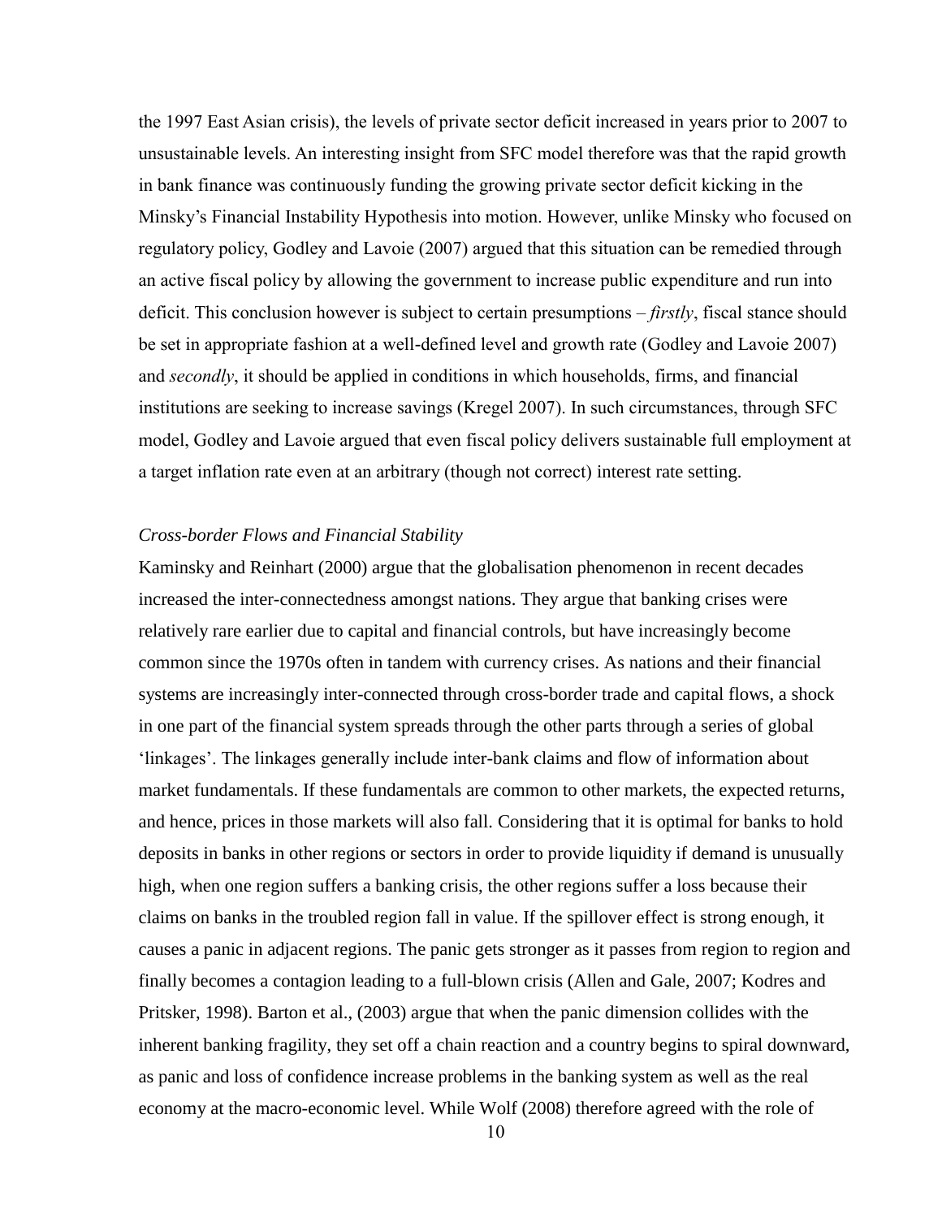the 1997 East Asian crisis), the levels of private sector deficit increased in years prior to 2007 to unsustainable levels. An interesting insight from SFC model therefore was that the rapid growth in bank finance was continuously funding the growing private sector deficit kicking in the Minsky's Financial Instability Hypothesis into motion. However, unlike Minsky who focused on regulatory policy, Godley and Lavoie (2007) argued that this situation can be remedied through an active fiscal policy by allowing the government to increase public expenditure and run into deficit. This conclusion however is subject to certain presumptions – *firstly*, fiscal stance should be set in appropriate fashion at a well-defined level and growth rate (Godley and Lavoie 2007) and *secondly*, it should be applied in conditions in which households, firms, and financial institutions are seeking to increase savings (Kregel 2007). In such circumstances, through SFC model, Godley and Lavoie argued that even fiscal policy delivers sustainable full employment at a target inflation rate even at an arbitrary (though not correct) interest rate setting.

### *Cross-border Flows and Financial Stability*

Kaminsky and Reinhart (2000) argue that the globalisation phenomenon in recent decades increased the inter-connectedness amongst nations. They argue that banking crises were relatively rare earlier due to capital and financial controls, but have increasingly become common since the 1970s often in tandem with currency crises. As nations and their financial systems are increasingly inter-connected through cross-border trade and capital flows, a shock in one part of the financial system spreads through the other parts through a series of global 'linkages'. The linkages generally include inter-bank claims and flow of information about market fundamentals. If these fundamentals are common to other markets, the expected returns, and hence, prices in those markets will also fall. Considering that it is optimal for banks to hold deposits in banks in other regions or sectors in order to provide liquidity if demand is unusually high, when one region suffers a banking crisis, the other regions suffer a loss because their claims on banks in the troubled region fall in value. If the spillover effect is strong enough, it causes a panic in adjacent regions. The panic gets stronger as it passes from region to region and finally becomes a contagion leading to a full-blown crisis (Allen and Gale, 2007; Kodres and Pritsker, 1998). Barton et al., (2003) argue that when the panic dimension collides with the inherent banking fragility, they set off a chain reaction and a country begins to spiral downward, as panic and loss of confidence increase problems in the banking system as well as the real economy at the macro-economic level. While Wolf (2008) therefore agreed with the role of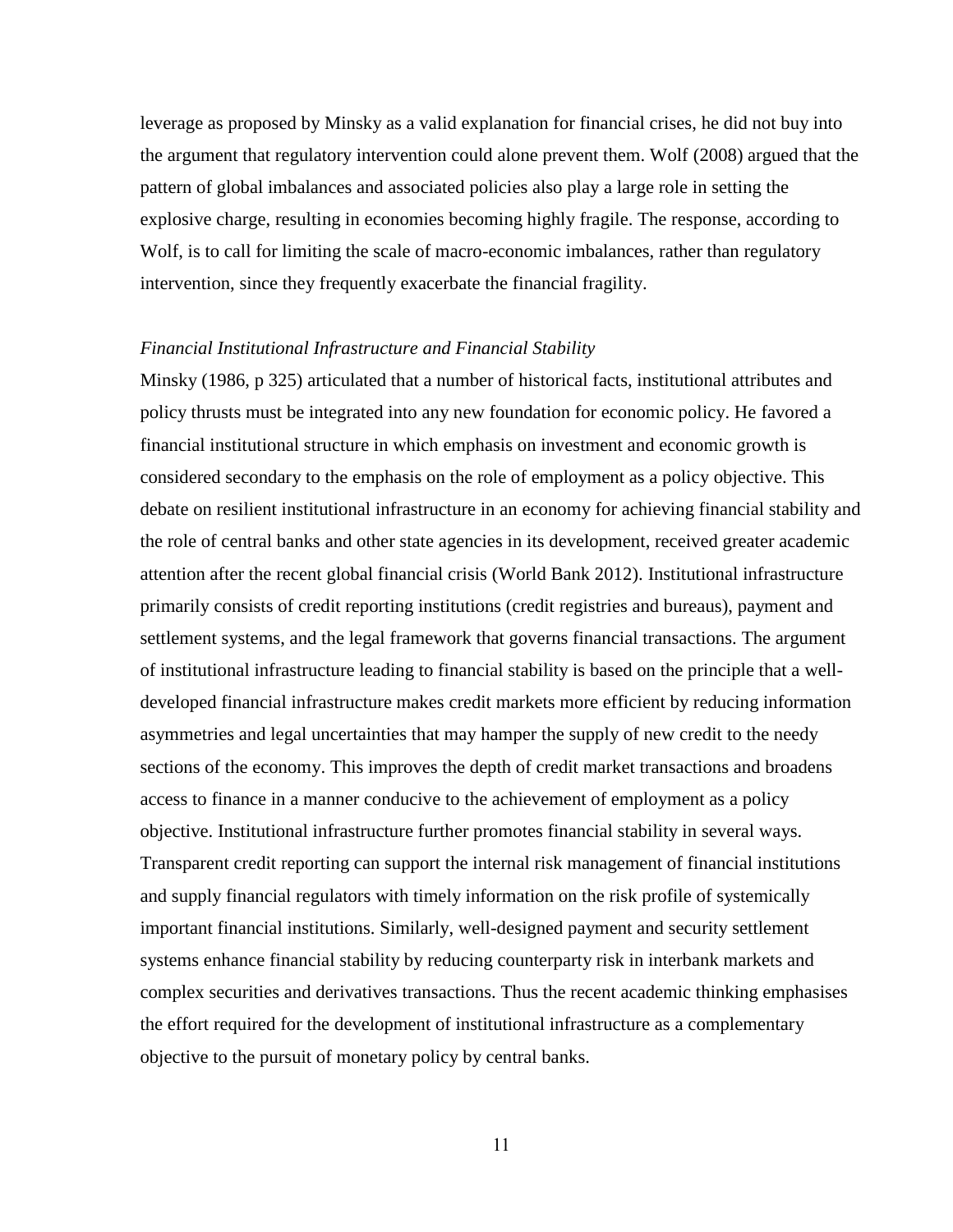leverage as proposed by Minsky as a valid explanation for financial crises, he did not buy into the argument that regulatory intervention could alone prevent them. Wolf (2008) argued that the pattern of global imbalances and associated policies also play a large role in setting the explosive charge, resulting in economies becoming highly fragile. The response, according to Wolf, is to call for limiting the scale of macro-economic imbalances, rather than regulatory intervention, since they frequently exacerbate the financial fragility.

*Financial Institutional Infrastructure and Financial Stability*

Minsky (1986, p 325) articulated that a number of historical facts, institutional attributes and policy thrusts must be integrated into any new foundation for economic policy. He favored a financial institutional structure in which emphasis on investment and economic growth is considered secondary to the emphasis on the role of employment as a policy objective. This debate on resilient institutional infrastructure in an economy for achieving financial stability and the role of central banks and other state agencies in its development, received greater academic attention after the recent global financial crisis (World Bank 2012). Institutional infrastructure primarily consists of credit reporting institutions (credit registries and bureaus), payment and settlement systems, and the legal framework that governs financial transactions. The argument of institutional infrastructure leading to financial stability is based on the principle that a well-developed financial infrastructure makes credit markets more efficient by reducing information asymmetries and legal uncertainties that may hamper the supply of new credit to the needy sections of the economy. This improves the depth of credit market transactions and broadens access to finance in a manner conducive to the achievement of employment as a policy objective. Institutional infrastructure further promotes financial stability in several ways. Transparent credit reporting can support the internal risk management of financial institutions and supply financial regulators with timely information on the risk profile of systemically important financial institutions. Similarly, well-designed payment and security settlement systems enhance financial stability by reducing counterparty risk in interbank markets and complex securities and derivatives transactions. Thus the recent academic thinking emphasises the effort required for the development of institutional infrastructure as a complementary objective to the pursuit of monetary policy by central banks.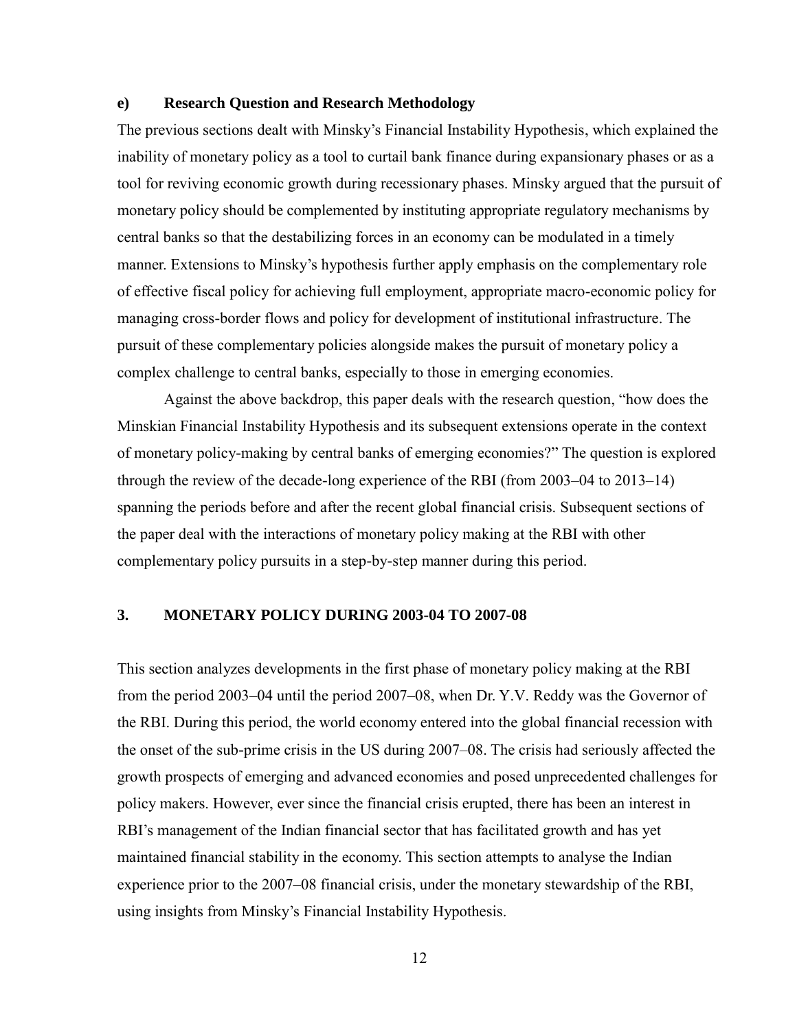### e) Research Question and Research Methodology

The previous sections dealt with Minsky's Financial Instability Hypothesis, which explained the inability of monetary policy as a tool to curtail bank finance during expansionary phases or as a tool for reviving economic growth during recessionary phases. Minsky argued that the pursuit of monetary policy should be complemented by instituting appropriate regulatory mechanisms by central banks so that the destabilizing forces in an economy can be modulated in a timely manner. Extensions to Minsky's hypothesis further apply emphasis on the complementary role of effective fiscal policy for achieving full employment, appropriate macro-economic policy for managing cross-border flows and policy for development of institutional infrastructure. The pursuit of these complementary policies alongside makes the pursuit of monetary policy a complex challenge to central banks, especially to those in emerging economies.

Against the above backdrop, this paper deals with the research question, "how does the Minskian Financial Instability Hypothesis and its subsequent extensions operate in the context of monetary policy-making by central banks of emerging economies?" The question is explored through the review of the decade-long experience of the RBI (from 2003–04 to 2013–14) spanning the periods before and after the recent global financial crisis. Subsequent sections of the paper deal with the interactions of monetary policy making at the RBI with other complementary policy pursuits in a step-by-step manner during this period.

## 3. MONETARY POLICY DURING 2003-04 TO 2007-08

This section analyzes developments in the first phase of monetary policy making at the RBI from the period 2003–04 until the period 2007–08, when Dr. Y.V. Reddy was the Governor of the RBI. During this period, the world economy entered into the global financial recession with the onset of the sub-prime crisis in the US during 2007–08. The crisis had seriously affected the growth prospects of emerging and advanced economies and posed unprecedented challenges for policy makers. However, ever since the financial crisis erupted, there has been an interest in RBI's management of the Indian financial sector that has facilitated growth and has yet maintained financial stability in the economy. This section attempts to analyse the Indian experience prior to the 2007–08 financial crisis, under the monetary stewardship of the RBI, using insights from Minsky's Financial Instability Hypothesis.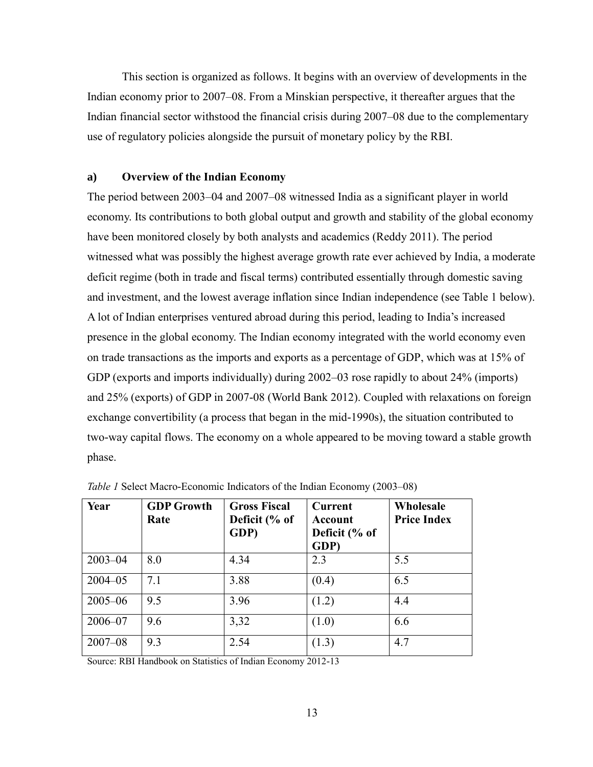This section is organized as follows. It begins with an overview of developments in the Indian economy prior to 2007–08. From a Minskian perspective, it thereafter argues that the Indian financial sector withstood the financial crisis during 2007–08 due to the complementary use of regulatory policies alongside the pursuit of monetary policy by the RBI.

### a) Overview of the Indian Economy

The period between 2003–04 and 2007–08 witnessed India as a significant player in world economy. Its contributions to both global output and growth and stability of the global economy have been monitored closely by both analysts and academics (Reddy 2011). The period witnessed what was possibly the highest average growth rate ever achieved by India, a moderate deficit regime (both in trade and fiscal terms) contributed essentially through domestic saving and investment, and the lowest average inflation since Indian independence (see Table 1 below). A lot of Indian enterprises ventured abroad during this period, leading to India's increased presence in the global economy. The Indian economy integrated with the world economy even on trade transactions as the imports and exports as a percentage of GDP, which was at 15% of GDP (exports and imports individually) during 2002–03 rose rapidly to about 24% (imports) and 25% (exports) of GDP in 2007-08 (World Bank 2012). Coupled with relaxations on foreign exchange convertibility (a process that began in the mid-1990s), the situation contributed to two-way capital flows. The economy on a whole appeared to be moving toward a stable growth phase.

*Table 1* Select Macro-Economic Indicators of the Indian Economy (2003–08)

| Year | GDP Growth Rate | Gross Fiscal Deficit (% of GDP) | Current Account Deficit (% of GDP) | Wholesale Price Index |
|---|---|---|---|---|
| 2003–04 | 8.0 | 4.34 | 2.3 | 5.5 |
| 2004–05 | 7.1 | 3.88 | (0.4) | 6.5 |
| 2005–06 | 9.5 | 3.96 | (1.2) | 4.4 |
| 2006–07 | 9.6 | 3,32 | (1.0) | 6.6 |
| 2007–08 | 9.3 | 2.54 | (1.3) | 4.7 |

Source: RBI Handbook on Statistics of Indian Economy 2012-13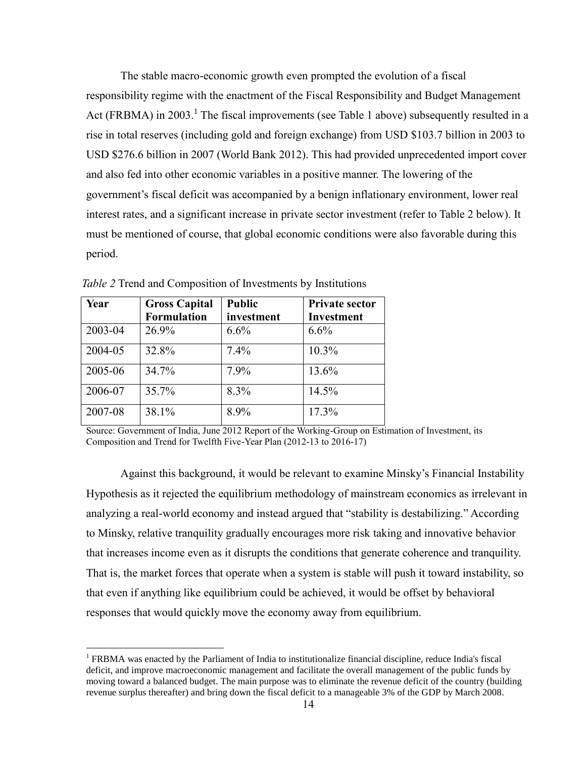The stable macro-economic growth even prompted the evolution of a fiscal responsibility regime with the enactment of the Fiscal Responsibility and Budget Management Act (FRBMA) in 2003.[1] The fiscal improvements (see Table 1 above) subsequently resulted in a rise in total reserves (including gold and foreign exchange) from USD $103.7 billion in 2003 to USD $276.6 billion in 2007 (World Bank 2012). This had provided unprecedented import cover and also fed into other economic variables in a positive manner. The lowering of the government's fiscal deficit was accompanied by a benign inflationary environment, lower real interest rates, and a significant increase in private sector investment (refer to Table 2 below). It must be mentioned of course, that global economic conditions were also favorable during this period.

*Table 2* Trend and Composition of Investments by Institutions

| Year | Gross Capital Formulation | Public investment | Private sector Investment |
|---|---|---|---|
| 2003-04 | 26.9% | 6.6% | 6.6% |
| 2004-05 | 32.8% | 7.4% | 10.3% |
| 2005-06 | 34.7% | 7.9% | 13.6% |
| 2006-07 | 35.7% | 8.3% | 14.5% |
| 2007-08 | 38.1% | 8.9% | 17.3% |

Source: Government of India, June 2012 Report of the Working-Group on Estimation of Investment, its Composition and Trend for Twelfth Five-Year Plan (2012-13 to 2016-17)

Against this background, it would be relevant to examine Minsky's Financial Instability Hypothesis as it rejected the equilibrium methodology of mainstream economics as irrelevant in analyzing a real-world economy and instead argued that "stability is destabilizing." According to Minsky, relative tranquility gradually encourages more risk taking and innovative behavior that increases income even as it disrupts the conditions that generate coherence and tranquility. That is, the market forces that operate when a system is stable will push it toward instability, so that even if anything like equilibrium could be achieved, it would be offset by behavioral responses that would quickly move the economy away from equilibrium.

[1] FRBMA was enacted by the Parliament of India to institutionalize financial discipline, reduce India's fiscal deficit, and improve macroeconomic management and facilitate the overall management of the public funds by moving toward a balanced budget. The main purpose was to eliminate the revenue deficit of the country (building revenue surplus thereafter) and bring down the fiscal deficit to a manageable 3% of the GDP by March 2008.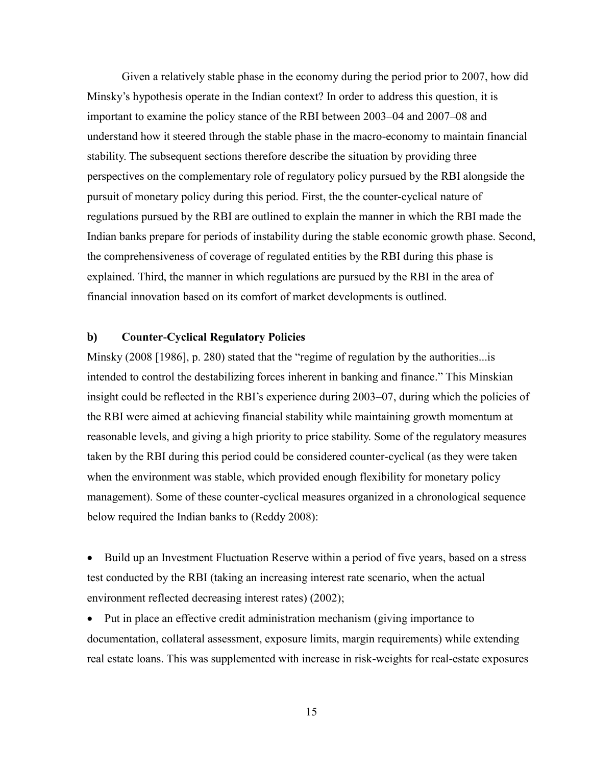Given a relatively stable phase in the economy during the period prior to 2007, how did Minsky's hypothesis operate in the Indian context? In order to address this question, it is important to examine the policy stance of the RBI between 2003–04 and 2007–08 and understand how it steered through the stable phase in the macro-economy to maintain financial stability. The subsequent sections therefore describe the situation by providing three perspectives on the complementary role of regulatory policy pursued by the RBI alongside the pursuit of monetary policy during this period. First, the the counter-cyclical nature of regulations pursued by the RBI are outlined to explain the manner in which the RBI made the Indian banks prepare for periods of instability during the stable economic growth phase. Second, the comprehensiveness of coverage of regulated entities by the RBI during this phase is explained. Third, the manner in which regulations are pursued by the RBI in the area of financial innovation based on its comfort of market developments is outlined.

### b) Counter-Cyclical Regulatory Policies

Minsky (2008 [1986], p. 280) stated that the "regime of regulation by the authorities...is intended to control the destabilizing forces inherent in banking and finance." This Minskian insight could be reflected in the RBI's experience during 2003–07, during which the policies of the RBI were aimed at achieving financial stability while maintaining growth momentum at reasonable levels, and giving a high priority to price stability. Some of the regulatory measures taken by the RBI during this period could be considered counter-cyclical (as they were taken when the environment was stable, which provided enough flexibility for monetary policy management). Some of these counter-cyclical measures organized in a chronological sequence below required the Indian banks to (Reddy 2008):

- Build up an Investment Fluctuation Reserve within a period of five years, based on a stress test conducted by the RBI (taking an increasing interest rate scenario, when the actual environment reflected decreasing interest rates) (2002);
- Put in place an effective credit administration mechanism (giving importance to documentation, collateral assessment, exposure limits, margin requirements) while extending real estate loans. This was supplemented with increase in risk-weights for real-estate exposures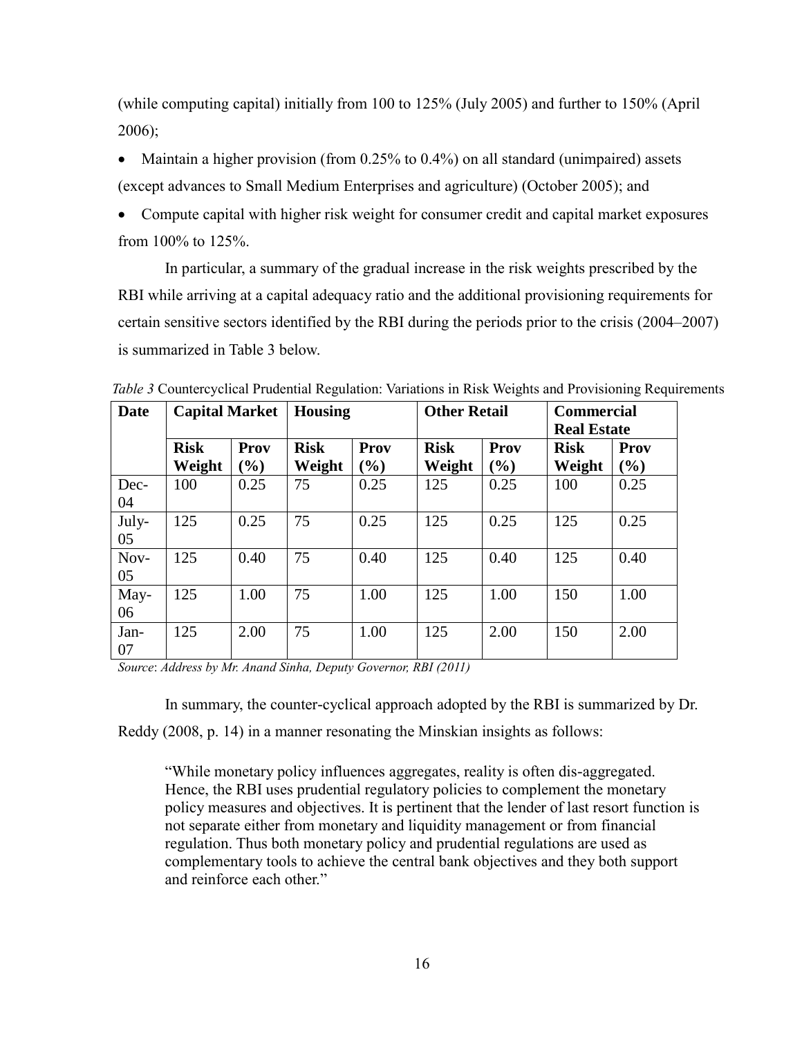(while computing capital) initially from 100 to 125% (July 2005) and further to 150% (April 2006);

- Maintain a higher provision (from 0.25% to 0.4%) on all standard (unimpaired) assets (except advances to Small Medium Enterprises and agriculture) (October 2005); and
- Compute capital with higher risk weight for consumer credit and capital market exposures from 100% to 125%.

In particular, a summary of the gradual increase in the risk weights prescribed by the RBI while arriving at a capital adequacy ratio and the additional provisioning requirements for certain sensitive sectors identified by the RBI during the periods prior to the crisis (2004–2007) is summarized in Table 3 below.

*Table 3* Countercyclical Prudential Regulation: Variations in Risk Weights and Provisioning Requirements

| Date | Capital Market | | Housing | | Other Retail | | Commercial Real Estate | |
|---|---|---|---|---|---|---|---|---|
| | Risk Weight | Prov (%) | Risk Weight | Prov (%) | Risk Weight | Prov (%) | Risk Weight | Prov (%) |
| Dec-04 | 100 | 0.25 | 75 | 0.25 | 125 | 0.25 | 100 | 0.25 |
| July-05 | 125 | 0.25 | 75 | 0.25 | 125 | 0.25 | 125 | 0.25 |
| Nov-05 | 125 | 0.40 | 75 | 0.40 | 125 | 0.40 | 125 | 0.40 |
| May-06 | 125 | 1.00 | 75 | 1.00 | 125 | 1.00 | 150 | 1.00 |
| Jan-07 | 125 | 2.00 | 75 | 1.00 | 125 | 2.00 | 150 | 2.00 |

*Source*: *Address by Mr. Anand Sinha, Deputy Governor, RBI (2011)*

In summary, the counter-cyclical approach adopted by the RBI is summarized by Dr. Reddy (2008, p. 14) in a manner resonating the Minskian insights as follows:

> "While monetary policy influences aggregates, reality is often dis-aggregated. Hence, the RBI uses prudential regulatory policies to complement the monetary policy measures and objectives. It is pertinent that the lender of last resort function is not separate either from monetary and liquidity management or from financial regulation. Thus both monetary policy and prudential regulations are used as complementary tools to achieve the central bank objectives and they both support and reinforce each other."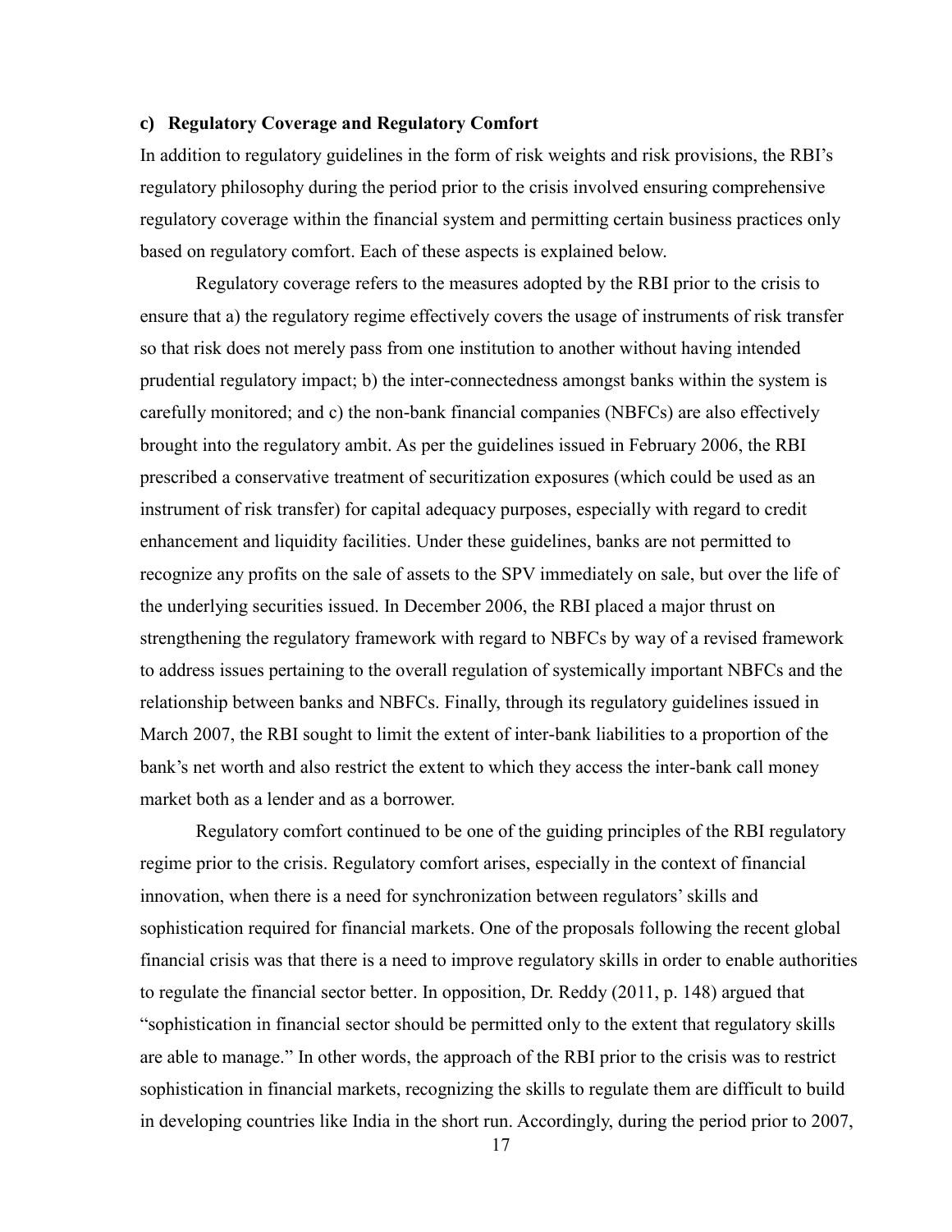### c) Regulatory Coverage and Regulatory Comfort

In addition to regulatory guidelines in the form of risk weights and risk provisions, the RBI's regulatory philosophy during the period prior to the crisis involved ensuring comprehensive regulatory coverage within the financial system and permitting certain business practices only based on regulatory comfort. Each of these aspects is explained below.

Regulatory coverage refers to the measures adopted by the RBI prior to the crisis to ensure that a) the regulatory regime effectively covers the usage of instruments of risk transfer so that risk does not merely pass from one institution to another without having intended prudential regulatory impact; b) the inter-connectedness amongst banks within the system is carefully monitored; and c) the non-bank financial companies (NBFCs) are also effectively brought into the regulatory ambit. As per the guidelines issued in February 2006, the RBI prescribed a conservative treatment of securitization exposures (which could be used as an instrument of risk transfer) for capital adequacy purposes, especially with regard to credit enhancement and liquidity facilities. Under these guidelines, banks are not permitted to recognize any profits on the sale of assets to the SPV immediately on sale, but over the life of the underlying securities issued. In December 2006, the RBI placed a major thrust on strengthening the regulatory framework with regard to NBFCs by way of a revised framework to address issues pertaining to the overall regulation of systemically important NBFCs and the relationship between banks and NBFCs. Finally, through its regulatory guidelines issued in March 2007, the RBI sought to limit the extent of inter-bank liabilities to a proportion of the bank's net worth and also restrict the extent to which they access the inter-bank call money market both as a lender and as a borrower.

Regulatory comfort continued to be one of the guiding principles of the RBI regulatory regime prior to the crisis. Regulatory comfort arises, especially in the context of financial innovation, when there is a need for synchronization between regulators' skills and sophistication required for financial markets. One of the proposals following the recent global financial crisis was that there is a need to improve regulatory skills in order to enable authorities to regulate the financial sector better. In opposition, Dr. Reddy (2011, p. 148) argued that "sophistication in financial sector should be permitted only to the extent that regulatory skills are able to manage." In other words, the approach of the RBI prior to the crisis was to restrict sophistication in financial markets, recognizing the skills to regulate them are difficult to build in developing countries like India in the short run. Accordingly, during the period prior to 2007,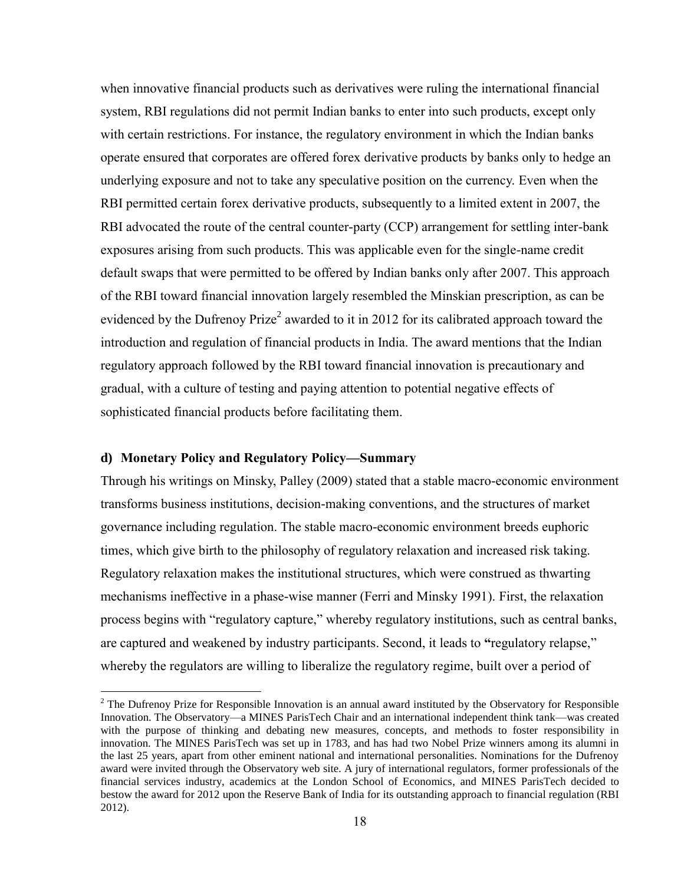when innovative financial products such as derivatives were ruling the international financial system, RBI regulations did not permit Indian banks to enter into such products, except only with certain restrictions. For instance, the regulatory environment in which the Indian banks operate ensured that corporates are offered forex derivative products by banks only to hedge an underlying exposure and not to take any speculative position on the currency. Even when the RBI permitted certain forex derivative products, subsequently to a limited extent in 2007, the RBI advocated the route of the central counter-party (CCP) arrangement for settling inter-bank exposures arising from such products. This was applicable even for the single-name credit default swaps that were permitted to be offered by Indian banks only after 2007. This approach of the RBI toward financial innovation largely resembled the Minskian prescription, as can be evidenced by the Dufrenoy Prize[2] awarded to it in 2012 for its calibrated approach toward the introduction and regulation of financial products in India. The award mentions that the Indian regulatory approach followed by the RBI toward financial innovation is precautionary and gradual, with a culture of testing and paying attention to potential negative effects of sophisticated financial products before facilitating them.

#### d) Monetary Policy and Regulatory Policy—Summary

Through his writings on Minsky, Palley (2009) stated that a stable macro-economic environment transforms business institutions, decision-making conventions, and the structures of market governance including regulation. The stable macro-economic environment breeds euphoric times, which give birth to the philosophy of regulatory relaxation and increased risk taking. Regulatory relaxation makes the institutional structures, which were construed as thwarting mechanisms ineffective in a phase-wise manner (Ferri and Minsky 1991). First, the relaxation process begins with "regulatory capture," whereby regulatory institutions, such as central banks, are captured and weakened by industry participants. Second, it leads to "regulatory relapse," whereby the regulators are willing to liberalize the regulatory regime, built over a period of

[2] The Dufrenoy Prize for Responsible Innovation is an annual award instituted by the Observatory for Responsible Innovation. The Observatory—a MINES ParisTech Chair and an international independent think tank—was created with the purpose of thinking and debating new measures, concepts, and methods to foster responsibility in innovation. The MINES ParisTech was set up in 1783, and has had two Nobel Prize winners among its alumni in the last 25 years, apart from other eminent national and international personalities. Nominations for the Dufrenoy award were invited through the Observatory web site. A jury of international regulators, former professionals of the financial services industry, academics at the London School of Economics, and MINES ParisTech decided to bestow the award for 2012 upon the Reserve Bank of India for its outstanding approach to financial regulation (RBI 2012).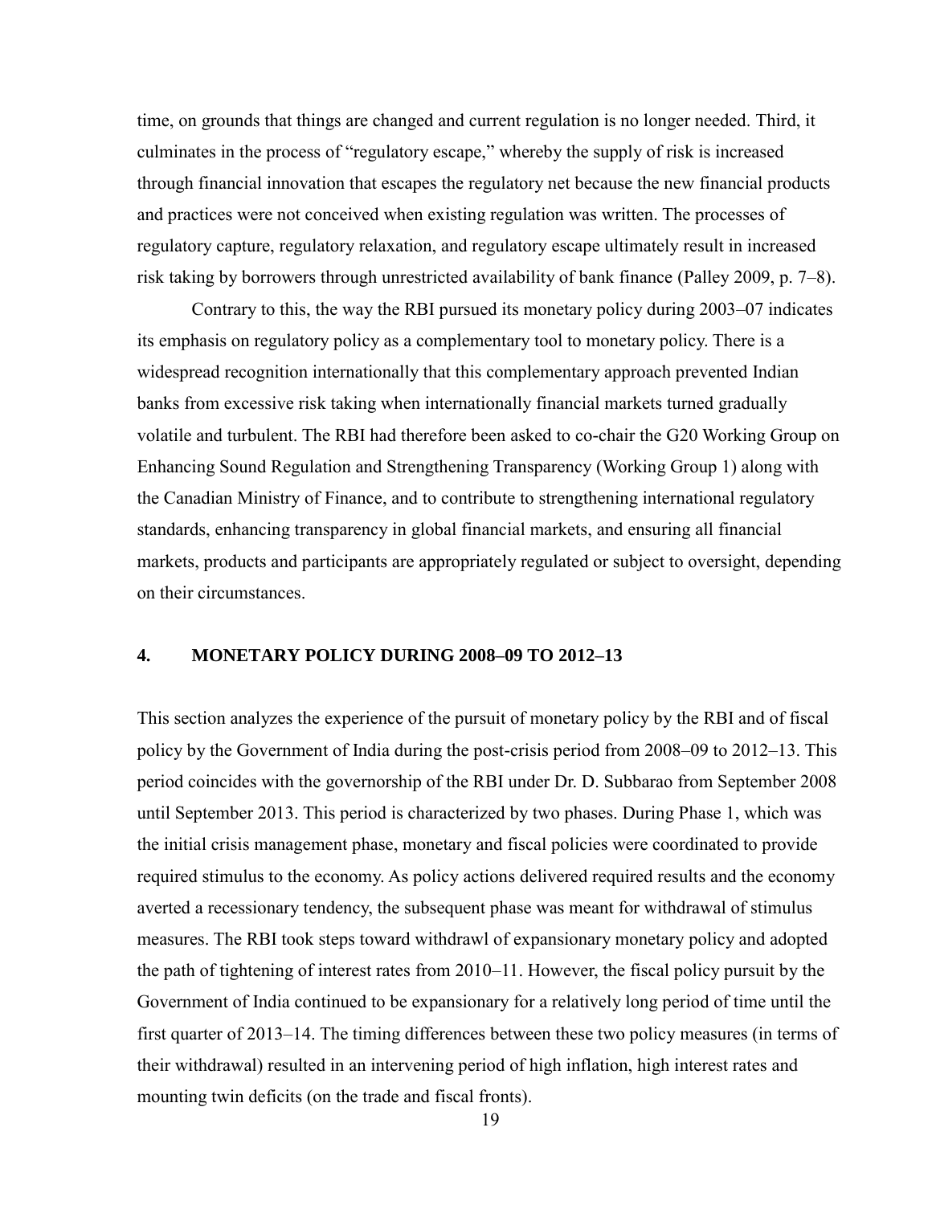time, on grounds that things are changed and current regulation is no longer needed. Third, it culminates in the process of "regulatory escape," whereby the supply of risk is increased through financial innovation that escapes the regulatory net because the new financial products and practices were not conceived when existing regulation was written. The processes of regulatory capture, regulatory relaxation, and regulatory escape ultimately result in increased risk taking by borrowers through unrestricted availability of bank finance (Palley 2009, p. 7–8).

Contrary to this, the way the RBI pursued its monetary policy during 2003–07 indicates its emphasis on regulatory policy as a complementary tool to monetary policy. There is a widespread recognition internationally that this complementary approach prevented Indian banks from excessive risk taking when internationally financial markets turned gradually volatile and turbulent. The RBI had therefore been asked to co-chair the G20 Working Group on Enhancing Sound Regulation and Strengthening Transparency (Working Group 1) along with the Canadian Ministry of Finance, and to contribute to strengthening international regulatory standards, enhancing transparency in global financial markets, and ensuring all financial markets, products and participants are appropriately regulated or subject to oversight, depending on their circumstances.

## 4. MONETARY POLICY DURING 2008–09 TO 2012–13

This section analyzes the experience of the pursuit of monetary policy by the RBI and of fiscal policy by the Government of India during the post-crisis period from 2008–09 to 2012–13. This period coincides with the governorship of the RBI under Dr. D. Subbarao from September 2008 until September 2013. This period is characterized by two phases. During Phase 1, which was the initial crisis management phase, monetary and fiscal policies were coordinated to provide required stimulus to the economy. As policy actions delivered required results and the economy averted a recessionary tendency, the subsequent phase was meant for withdrawal of stimulus measures. The RBI took steps toward withdrawl of expansionary monetary policy and adopted the path of tightening of interest rates from 2010–11. However, the fiscal policy pursuit by the Government of India continued to be expansionary for a relatively long period of time until the first quarter of 2013–14. The timing differences between these two policy measures (in terms of their withdrawal) resulted in an intervening period of high inflation, high interest rates and mounting twin deficits (on the trade and fiscal fronts).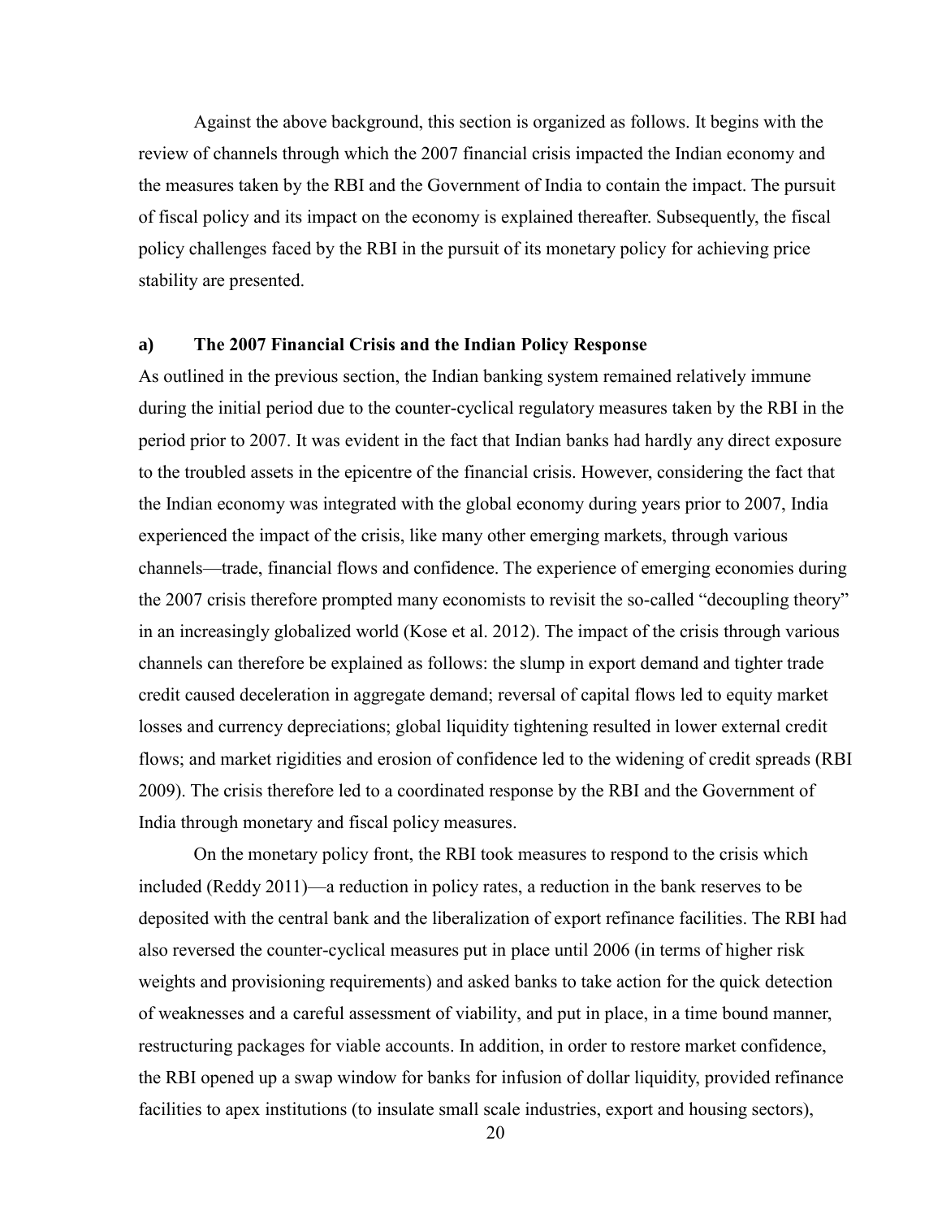Against the above background, this section is organized as follows. It begins with the review of channels through which the 2007 financial crisis impacted the Indian economy and the measures taken by the RBI and the Government of India to contain the impact. The pursuit of fiscal policy and its impact on the economy is explained thereafter. Subsequently, the fiscal policy challenges faced by the RBI in the pursuit of its monetary policy for achieving price stability are presented.

### a) The 2007 Financial Crisis and the Indian Policy Response

As outlined in the previous section, the Indian banking system remained relatively immune during the initial period due to the counter-cyclical regulatory measures taken by the RBI in the period prior to 2007. It was evident in the fact that Indian banks had hardly any direct exposure to the troubled assets in the epicentre of the financial crisis. However, considering the fact that the Indian economy was integrated with the global economy during years prior to 2007, India experienced the impact of the crisis, like many other emerging markets, through various channels—trade, financial flows and confidence. The experience of emerging economies during the 2007 crisis therefore prompted many economists to revisit the so-called "decoupling theory" in an increasingly globalized world (Kose et al. 2012). The impact of the crisis through various channels can therefore be explained as follows: the slump in export demand and tighter trade credit caused deceleration in aggregate demand; reversal of capital flows led to equity market losses and currency depreciations; global liquidity tightening resulted in lower external credit flows; and market rigidities and erosion of confidence led to the widening of credit spreads (RBI 2009). The crisis therefore led to a coordinated response by the RBI and the Government of India through monetary and fiscal policy measures.

On the monetary policy front, the RBI took measures to respond to the crisis which included (Reddy 2011)—a reduction in policy rates, a reduction in the bank reserves to be deposited with the central bank and the liberalization of export refinance facilities. The RBI had also reversed the counter-cyclical measures put in place until 2006 (in terms of higher risk weights and provisioning requirements) and asked banks to take action for the quick detection of weaknesses and a careful assessment of viability, and put in place, in a time bound manner, restructuring packages for viable accounts. In addition, in order to restore market confidence, the RBI opened up a swap window for banks for infusion of dollar liquidity, provided refinance facilities to apex institutions (to insulate small scale industries, export and housing sectors),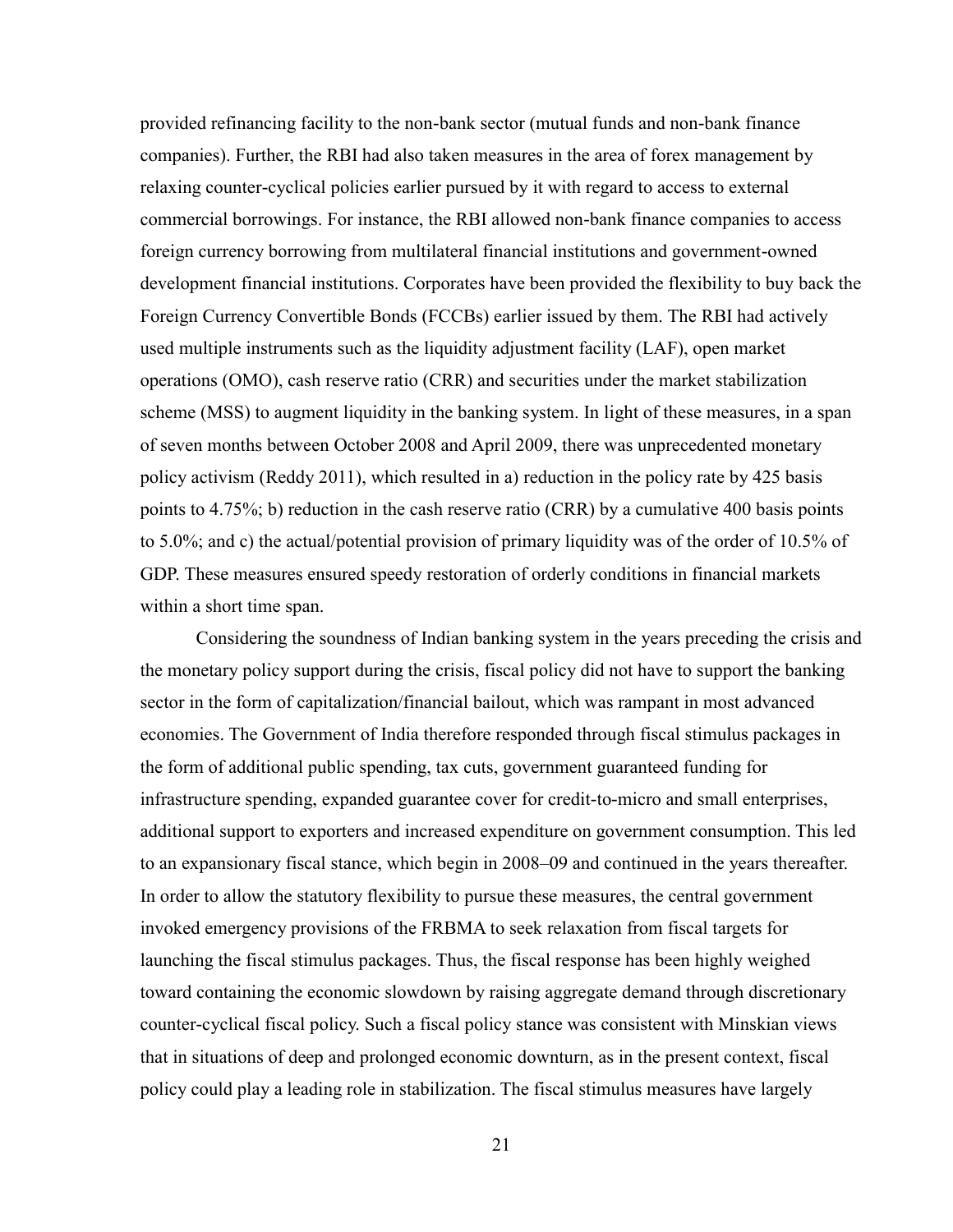provided refinancing facility to the non-bank sector (mutual funds and non-bank finance companies). Further, the RBI had also taken measures in the area of forex management by relaxing counter-cyclical policies earlier pursued by it with regard to access to external commercial borrowings. For instance, the RBI allowed non-bank finance companies to access foreign currency borrowing from multilateral financial institutions and government-owned development financial institutions. Corporates have been provided the flexibility to buy back the Foreign Currency Convertible Bonds (FCCBs) earlier issued by them. The RBI had actively used multiple instruments such as the liquidity adjustment facility (LAF), open market operations (OMO), cash reserve ratio (CRR) and securities under the market stabilization scheme (MSS) to augment liquidity in the banking system. In light of these measures, in a span of seven months between October 2008 and April 2009, there was unprecedented monetary policy activism (Reddy 2011), which resulted in a) reduction in the policy rate by 425 basis points to 4.75%; b) reduction in the cash reserve ratio (CRR) by a cumulative 400 basis points to 5.0%; and c) the actual/potential provision of primary liquidity was of the order of 10.5% of GDP. These measures ensured speedy restoration of orderly conditions in financial markets within a short time span.

Considering the soundness of Indian banking system in the years preceding the crisis and the monetary policy support during the crisis, fiscal policy did not have to support the banking sector in the form of capitalization/financial bailout, which was rampant in most advanced economies. The Government of India therefore responded through fiscal stimulus packages in the form of additional public spending, tax cuts, government guaranteed funding for infrastructure spending, expanded guarantee cover for credit-to-micro and small enterprises, additional support to exporters and increased expenditure on government consumption. This led to an expansionary fiscal stance, which begin in 2008–09 and continued in the years thereafter. In order to allow the statutory flexibility to pursue these measures, the central government invoked emergency provisions of the FRBMA to seek relaxation from fiscal targets for launching the fiscal stimulus packages. Thus, the fiscal response has been highly weighed toward containing the economic slowdown by raising aggregate demand through discretionary counter-cyclical fiscal policy. Such a fiscal policy stance was consistent with Minskian views that in situations of deep and prolonged economic downturn, as in the present context, fiscal policy could play a leading role in stabilization. The fiscal stimulus measures have largely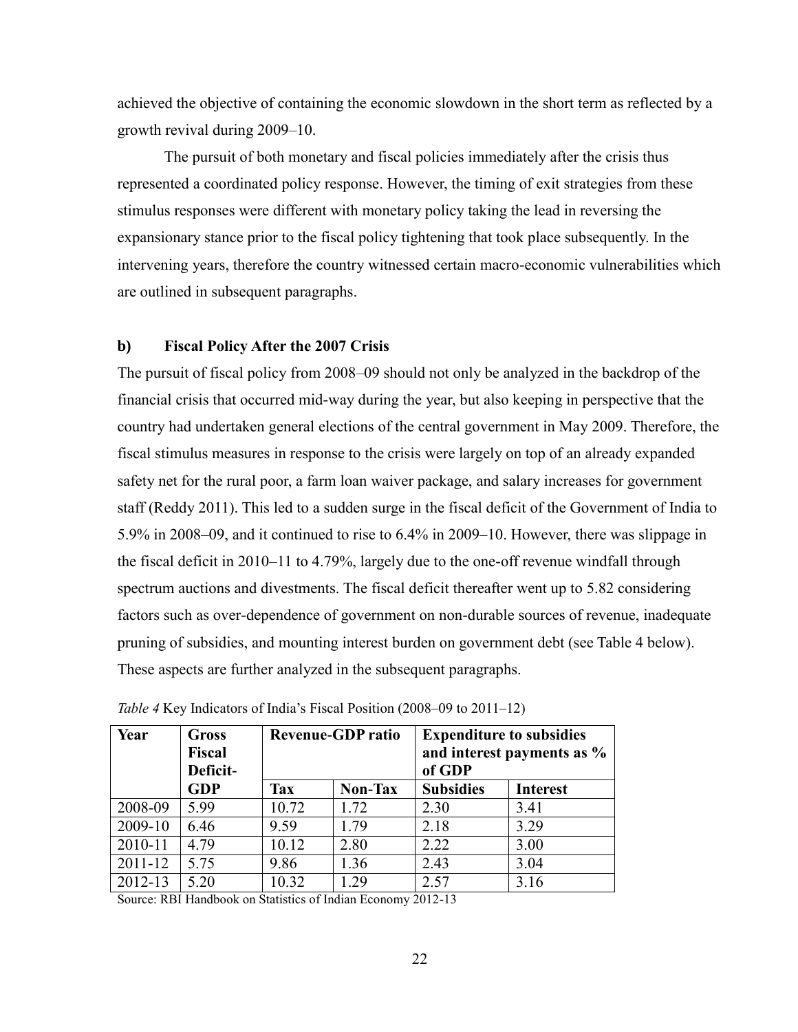achieved the objective of containing the economic slowdown in the short term as reflected by a growth revival during 2009–10.

The pursuit of both monetary and fiscal policies immediately after the crisis thus represented a coordinated policy response. However, the timing of exit strategies from these stimulus responses were different with monetary policy taking the lead in reversing the expansionary stance prior to the fiscal policy tightening that took place subsequently. In the intervening years, therefore the country witnessed certain macro-economic vulnerabilities which are outlined in subsequent paragraphs.

### b) Fiscal Policy After the 2007 Crisis

The pursuit of fiscal policy from 2008–09 should not only be analyzed in the backdrop of the financial crisis that occurred mid-way during the year, but also keeping in perspective that the country had undertaken general elections of the central government in May 2009. Therefore, the fiscal stimulus measures in response to the crisis were largely on top of an already expanded safety net for the rural poor, a farm loan waiver package, and salary increases for government staff (Reddy 2011). This led to a sudden surge in the fiscal deficit of the Government of India to 5.9% in 2008–09, and it continued to rise to 6.4% in 2009–10. However, there was slippage in the fiscal deficit in 2010–11 to 4.79%, largely due to the one-off revenue windfall through spectrum auctions and divestments. The fiscal deficit thereafter went up to 5.82 considering factors such as over-dependence of government on non-durable sources of revenue, inadequate pruning of subsidies, and mounting interest burden on government debt (see Table 4 below). These aspects are further analyzed in the subsequent paragraphs.

*Table 4* Key Indicators of India's Fiscal Position (2008–09 to 2011–12)

| Year | Gross Fiscal Deficit-GDP | Revenue-GDP ratio | | Expenditure to subsidies and interest payments as % of GDP | |
|---|---|---|---|---|---|
| | | Tax | Non-Tax | Subsidies | Interest |
| 2008-09 | 5.99 | 10.72 | 1.72 | 2.30 | 3.41 |
| 2009-10 | 6.46 | 9.59 | 1.79 | 2.18 | 3.29 |
| 2010-11 | 4.79 | 10.12 | 2.80 | 2.22 | 3.00 |
| 2011-12 | 5.75 | 9.86 | 1.36 | 2.43 | 3.04 |
| 2012-13 | 5.20 | 10.32 | 1.29 | 2.57 | 3.16 |

Source: RBI Handbook on Statistics of Indian Economy 2012-13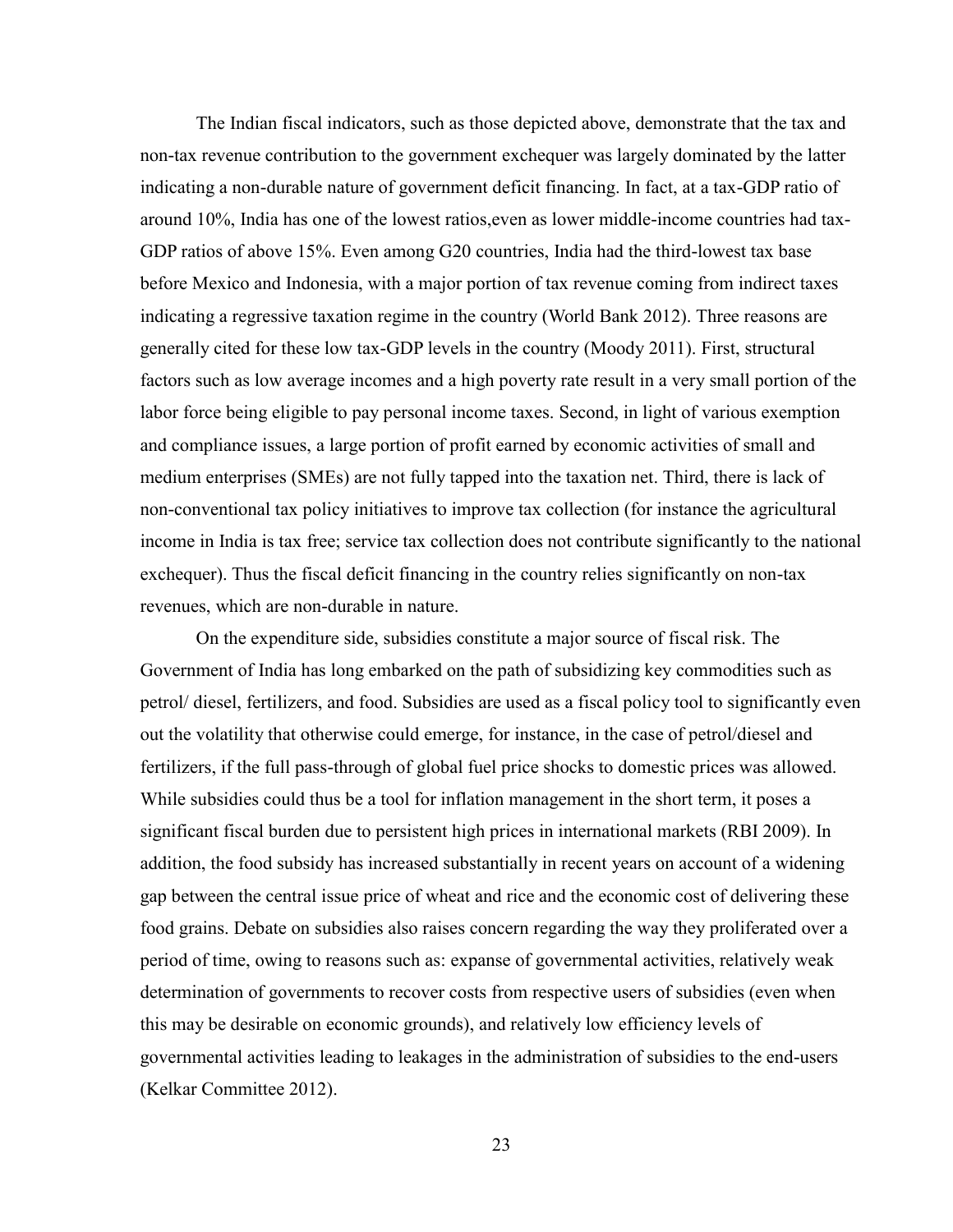The Indian fiscal indicators, such as those depicted above, demonstrate that the tax and non-tax revenue contribution to the government exchequer was largely dominated by the latter indicating a non-durable nature of government deficit financing. In fact, at a tax-GDP ratio of around 10%, India has one of the lowest ratios,even as lower middle-income countries had tax-GDP ratios of above 15%. Even among G20 countries, India had the third-lowest tax base before Mexico and Indonesia, with a major portion of tax revenue coming from indirect taxes indicating a regressive taxation regime in the country (World Bank 2012). Three reasons are generally cited for these low tax-GDP levels in the country (Moody 2011). First, structural factors such as low average incomes and a high poverty rate result in a very small portion of the labor force being eligible to pay personal income taxes. Second, in light of various exemption and compliance issues, a large portion of profit earned by economic activities of small and medium enterprises (SMEs) are not fully tapped into the taxation net. Third, there is lack of non-conventional tax policy initiatives to improve tax collection (for instance the agricultural income in India is tax free; service tax collection does not contribute significantly to the national exchequer). Thus the fiscal deficit financing in the country relies significantly on non-tax revenues, which are non-durable in nature.

On the expenditure side, subsidies constitute a major source of fiscal risk. The Government of India has long embarked on the path of subsidizing key commodities such as petrol/ diesel, fertilizers, and food. Subsidies are used as a fiscal policy tool to significantly even out the volatility that otherwise could emerge, for instance, in the case of petrol/diesel and fertilizers, if the full pass-through of global fuel price shocks to domestic prices was allowed. While subsidies could thus be a tool for inflation management in the short term, it poses a significant fiscal burden due to persistent high prices in international markets (RBI 2009). In addition, the food subsidy has increased substantially in recent years on account of a widening gap between the central issue price of wheat and rice and the economic cost of delivering these food grains. Debate on subsidies also raises concern regarding the way they proliferated over a period of time, owing to reasons such as: expanse of governmental activities, relatively weak determination of governments to recover costs from respective users of subsidies (even when this may be desirable on economic grounds), and relatively low efficiency levels of governmental activities leading to leakages in the administration of subsidies to the end-users (Kelkar Committee 2012).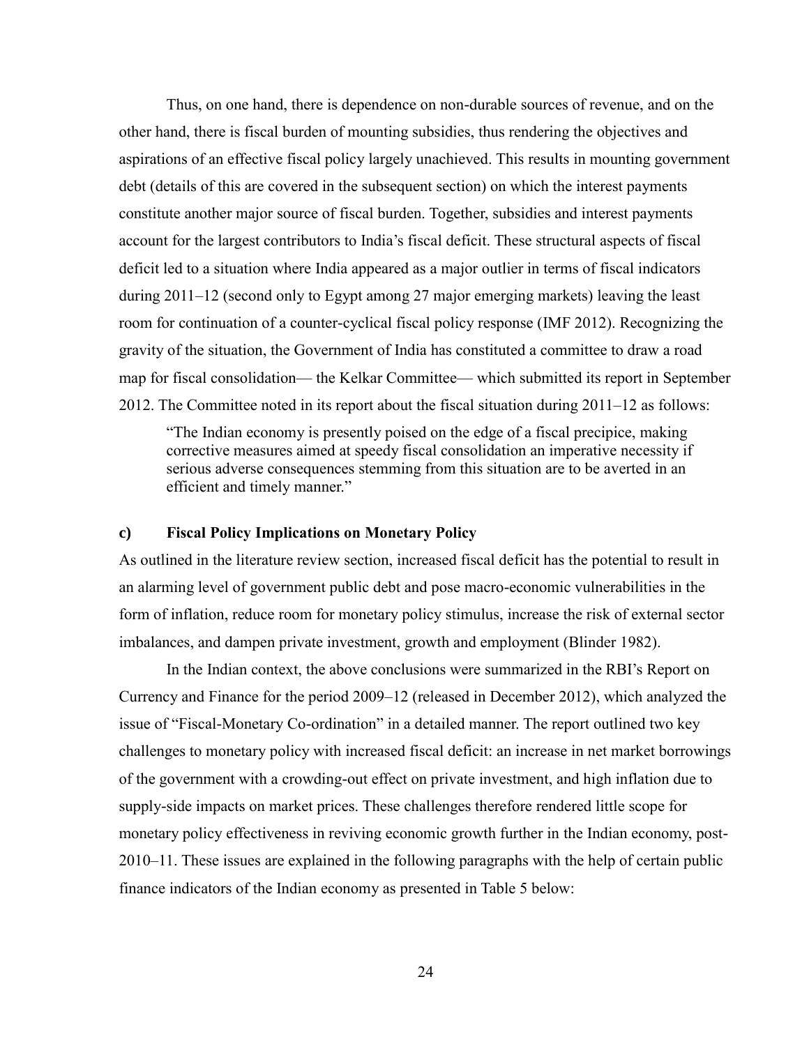Thus, on one hand, there is dependence on non-durable sources of revenue, and on the other hand, there is fiscal burden of mounting subsidies, thus rendering the objectives and aspirations of an effective fiscal policy largely unachieved. This results in mounting government debt (details of this are covered in the subsequent section) on which the interest payments constitute another major source of fiscal burden. Together, subsidies and interest payments account for the largest contributors to India's fiscal deficit. These structural aspects of fiscal deficit led to a situation where India appeared as a major outlier in terms of fiscal indicators during 2011–12 (second only to Egypt among 27 major emerging markets) leaving the least room for continuation of a counter-cyclical fiscal policy response (IMF 2012). Recognizing the gravity of the situation, the Government of India has constituted a committee to draw a road map for fiscal consolidation— the Kelkar Committee— which submitted its report in September 2012. The Committee noted in its report about the fiscal situation during 2011–12 as follows:

> "The Indian economy is presently poised on the edge of a fiscal precipice, making corrective measures aimed at speedy fiscal consolidation an imperative necessity if serious adverse consequences stemming from this situation are to be averted in an efficient and timely manner."

### c) Fiscal Policy Implications on Monetary Policy

As outlined in the literature review section, increased fiscal deficit has the potential to result in an alarming level of government public debt and pose macro-economic vulnerabilities in the form of inflation, reduce room for monetary policy stimulus, increase the risk of external sector imbalances, and dampen private investment, growth and employment (Blinder 1982).

In the Indian context, the above conclusions were summarized in the RBI's Report on Currency and Finance for the period 2009–12 (released in December 2012), which analyzed the issue of "Fiscal-Monetary Co-ordination" in a detailed manner. The report outlined two key challenges to monetary policy with increased fiscal deficit: an increase in net market borrowings of the government with a crowding-out effect on private investment, and high inflation due to supply-side impacts on market prices. These challenges therefore rendered little scope for monetary policy effectiveness in reviving economic growth further in the Indian economy, post-2010–11. These issues are explained in the following paragraphs with the help of certain public finance indicators of the Indian economy as presented in Table 5 below: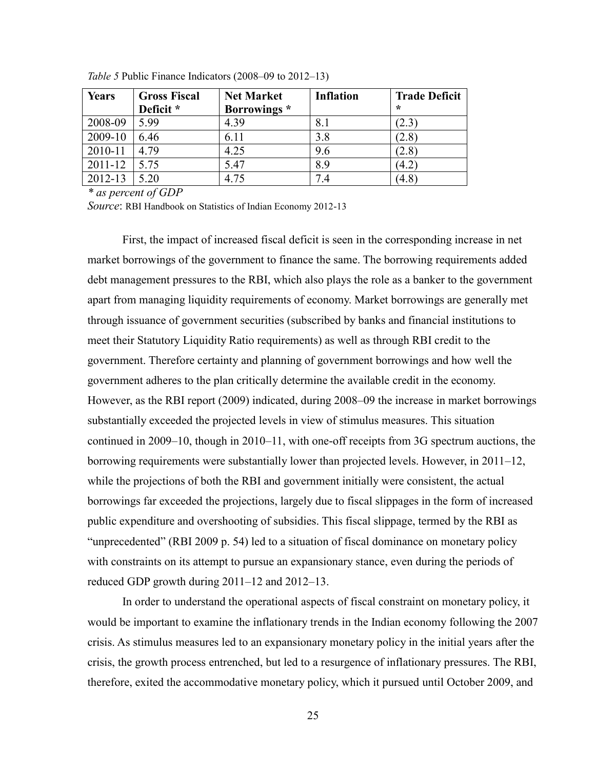*Table 5* Public Finance Indicators (2008–09 to 2012–13)

| Years | Gross Fiscal Deficit * | Net Market Borrowings * | Inflation | Trade Deficit * |
|---|---|---|---|---|
| 2008-09 | 5.99 | 4.39 | 8.1 | (2.3) |
| 2009-10 | 6.46 | 6.11 | 3.8 | (2.8) |
| 2010-11 | 4.79 | 4.25 | 9.6 | (2.8) |
| 2011-12 | 5.75 | 5.47 | 8.9 | (4.2) |
| 2012-13 | 5.20 | 4.75 | 7.4 | (4.8) |

*\* as percent of GDP*

*Source*: RBI Handbook on Statistics of Indian Economy 2012-13

First, the impact of increased fiscal deficit is seen in the corresponding increase in net market borrowings of the government to finance the same. The borrowing requirements added debt management pressures to the RBI, which also plays the role as a banker to the government apart from managing liquidity requirements of economy. Market borrowings are generally met through issuance of government securities (subscribed by banks and financial institutions to meet their Statutory Liquidity Ratio requirements) as well as through RBI credit to the government. Therefore certainty and planning of government borrowings and how well the government adheres to the plan critically determine the available credit in the economy. However, as the RBI report (2009) indicated, during 2008–09 the increase in market borrowings substantially exceeded the projected levels in view of stimulus measures. This situation continued in 2009–10, though in 2010–11, with one-off receipts from 3G spectrum auctions, the borrowing requirements were substantially lower than projected levels. However, in 2011–12, while the projections of both the RBI and government initially were consistent, the actual borrowings far exceeded the projections, largely due to fiscal slippages in the form of increased public expenditure and overshooting of subsidies. This fiscal slippage, termed by the RBI as "unprecedented" (RBI 2009 p. 54) led to a situation of fiscal dominance on monetary policy with constraints on its attempt to pursue an expansionary stance, even during the periods of reduced GDP growth during 2011–12 and 2012–13.

In order to understand the operational aspects of fiscal constraint on monetary policy, it would be important to examine the inflationary trends in the Indian economy following the 2007 crisis. As stimulus measures led to an expansionary monetary policy in the initial years after the crisis, the growth process entrenched, but led to a resurgence of inflationary pressures. The RBI, therefore, exited the accommodative monetary policy, which it pursued until October 2009, and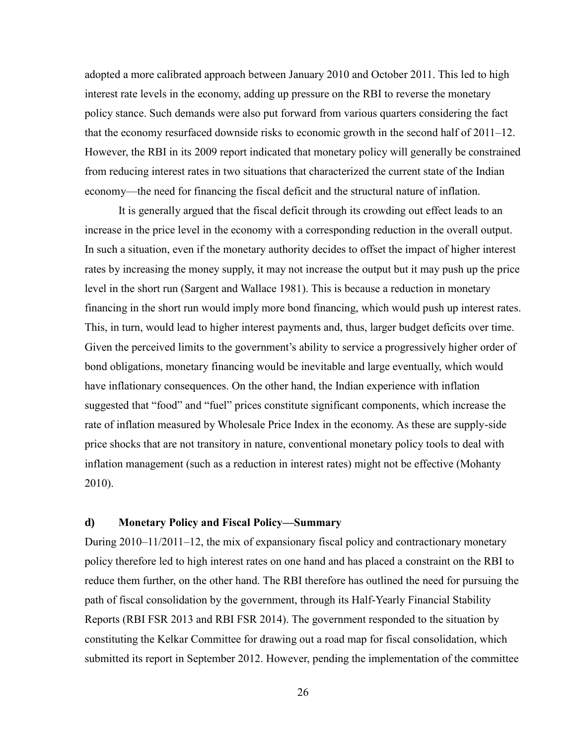adopted a more calibrated approach between January 2010 and October 2011. This led to high interest rate levels in the economy, adding up pressure on the RBI to reverse the monetary policy stance. Such demands were also put forward from various quarters considering the fact that the economy resurfaced downside risks to economic growth in the second half of 2011–12. However, the RBI in its 2009 report indicated that monetary policy will generally be constrained from reducing interest rates in two situations that characterized the current state of the Indian economy—the need for financing the fiscal deficit and the structural nature of inflation.

It is generally argued that the fiscal deficit through its crowding out effect leads to an increase in the price level in the economy with a corresponding reduction in the overall output. In such a situation, even if the monetary authority decides to offset the impact of higher interest rates by increasing the money supply, it may not increase the output but it may push up the price level in the short run (Sargent and Wallace 1981). This is because a reduction in monetary financing in the short run would imply more bond financing, which would push up interest rates. This, in turn, would lead to higher interest payments and, thus, larger budget deficits over time. Given the perceived limits to the government's ability to service a progressively higher order of bond obligations, monetary financing would be inevitable and large eventually, which would have inflationary consequences. On the other hand, the Indian experience with inflation suggested that "food" and "fuel" prices constitute significant components, which increase the rate of inflation measured by Wholesale Price Index in the economy. As these are supply-side price shocks that are not transitory in nature, conventional monetary policy tools to deal with inflation management (such as a reduction in interest rates) might not be effective (Mohanty 2010).

### d) Monetary Policy and Fiscal Policy—Summary

During 2010–11/2011–12, the mix of expansionary fiscal policy and contractionary monetary policy therefore led to high interest rates on one hand and has placed a constraint on the RBI to reduce them further, on the other hand. The RBI therefore has outlined the need for pursuing the path of fiscal consolidation by the government, through its Half-Yearly Financial Stability Reports (RBI FSR 2013 and RBI FSR 2014). The government responded to the situation by constituting the Kelkar Committee for drawing out a road map for fiscal consolidation, which submitted its report in September 2012. However, pending the implementation of the committee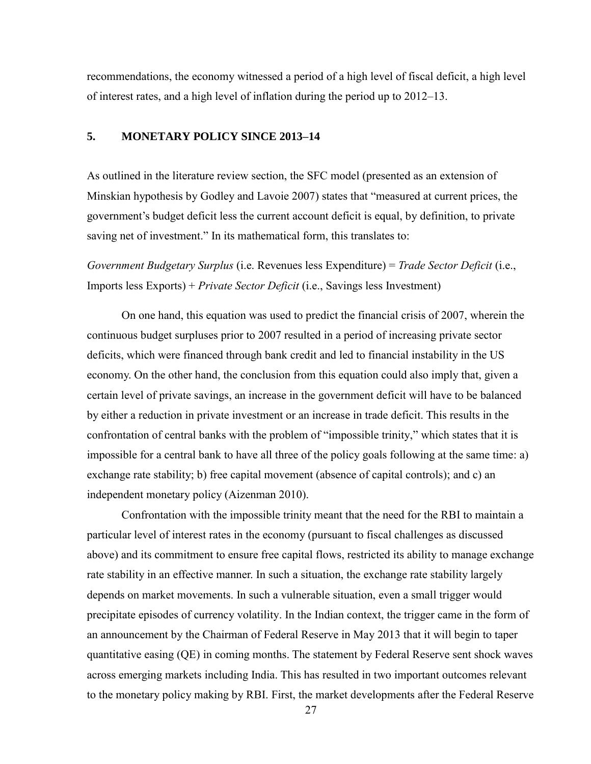recommendations, the economy witnessed a period of a high level of fiscal deficit, a high level of interest rates, and a high level of inflation during the period up to 2012–13.

## 5. MONETARY POLICY SINCE 2013–14

As outlined in the literature review section, the SFC model (presented as an extension of Minskian hypothesis by Godley and Lavoie 2007) states that "measured at current prices, the government's budget deficit less the current account deficit is equal, by definition, to private saving net of investment." In its mathematical form, this translates to:

*Government Budgetary Surplus* (i.e. Revenues less Expenditure) = *Trade Sector Deficit* (i.e., Imports less Exports) + *Private Sector Deficit* (i.e., Savings less Investment)

On one hand, this equation was used to predict the financial crisis of 2007, wherein the continuous budget surpluses prior to 2007 resulted in a period of increasing private sector deficits, which were financed through bank credit and led to financial instability in the US economy. On the other hand, the conclusion from this equation could also imply that, given a certain level of private savings, an increase in the government deficit will have to be balanced by either a reduction in private investment or an increase in trade deficit. This results in the confrontation of central banks with the problem of "impossible trinity," which states that it is impossible for a central bank to have all three of the policy goals following at the same time: a) exchange rate stability; b) free capital movement (absence of capital controls); and c) an independent monetary policy (Aizenman 2010).

Confrontation with the impossible trinity meant that the need for the RBI to maintain a particular level of interest rates in the economy (pursuant to fiscal challenges as discussed above) and its commitment to ensure free capital flows, restricted its ability to manage exchange rate stability in an effective manner. In such a situation, the exchange rate stability largely depends on market movements. In such a vulnerable situation, even a small trigger would precipitate episodes of currency volatility. In the Indian context, the trigger came in the form of an announcement by the Chairman of Federal Reserve in May 2013 that it will begin to taper quantitative easing (QE) in coming months. The statement by Federal Reserve sent shock waves across emerging markets including India. This has resulted in two important outcomes relevant to the monetary policy making by RBI. First, the market developments after the Federal Reserve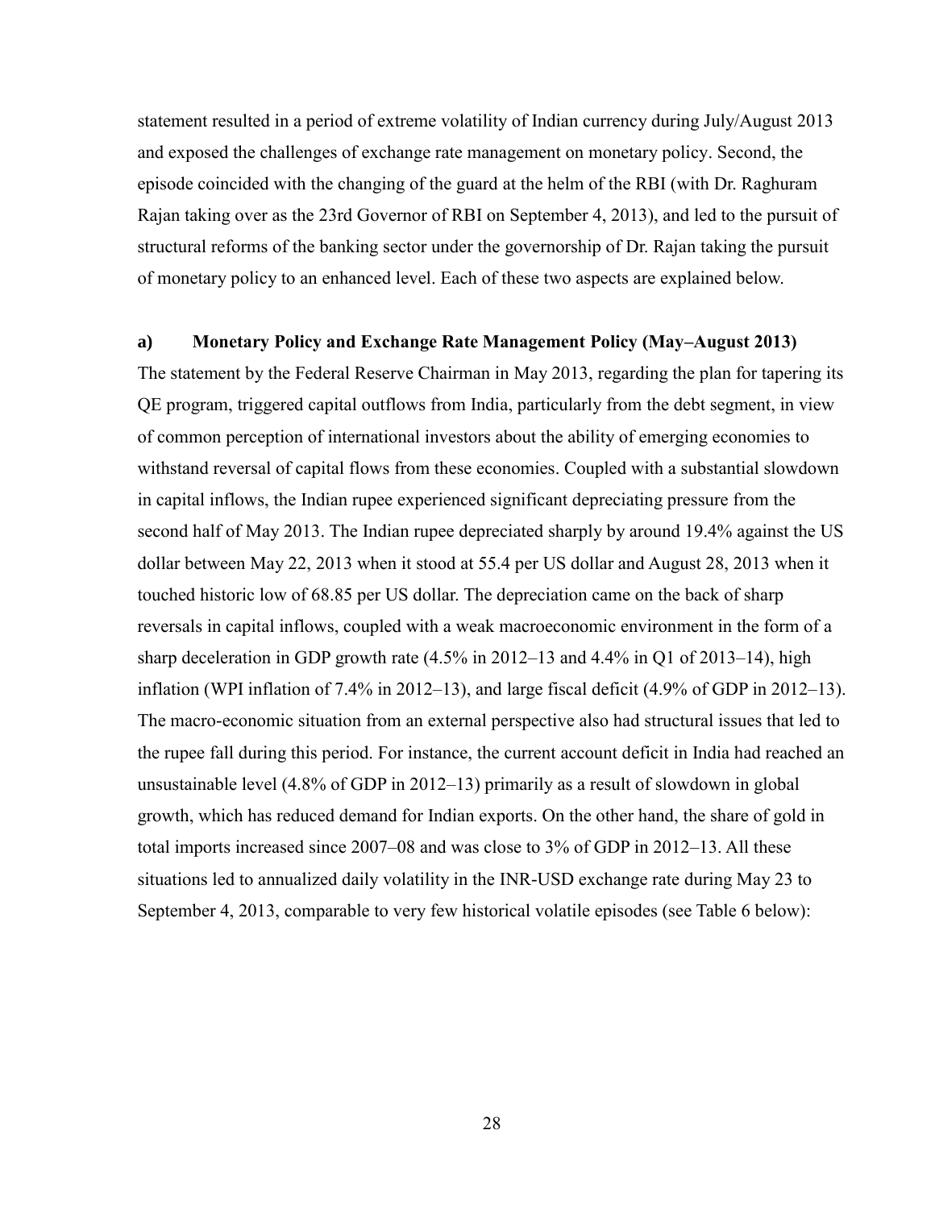statement resulted in a period of extreme volatility of Indian currency during July/August 2013 and exposed the challenges of exchange rate management on monetary policy. Second, the episode coincided with the changing of the guard at the helm of the RBI (with Dr. Raghuram Rajan taking over as the 23rd Governor of RBI on September 4, 2013), and led to the pursuit of structural reforms of the banking sector under the governorship of Dr. Rajan taking the pursuit of monetary policy to an enhanced level. Each of these two aspects are explained below.

### a) Monetary Policy and Exchange Rate Management Policy (May–August 2013)

The statement by the Federal Reserve Chairman in May 2013, regarding the plan for tapering its QE program, triggered capital outflows from India, particularly from the debt segment, in view of common perception of international investors about the ability of emerging economies to withstand reversal of capital flows from these economies. Coupled with a substantial slowdown in capital inflows, the Indian rupee experienced significant depreciating pressure from the second half of May 2013. The Indian rupee depreciated sharply by around 19.4% against the US dollar between May 22, 2013 when it stood at 55.4 per US dollar and August 28, 2013 when it touched historic low of 68.85 per US dollar. The depreciation came on the back of sharp reversals in capital inflows, coupled with a weak macroeconomic environment in the form of a sharp deceleration in GDP growth rate (4.5% in 2012–13 and 4.4% in Q1 of 2013–14), high inflation (WPI inflation of 7.4% in 2012–13), and large fiscal deficit (4.9% of GDP in 2012–13). The macro-economic situation from an external perspective also had structural issues that led to the rupee fall during this period. For instance, the current account deficit in India had reached an unsustainable level (4.8% of GDP in 2012–13) primarily as a result of slowdown in global growth, which has reduced demand for Indian exports. On the other hand, the share of gold in total imports increased since 2007–08 and was close to 3% of GDP in 2012–13. All these situations led to annualized daily volatility in the INR-USD exchange rate during May 23 to September 4, 2013, comparable to very few historical volatile episodes (see Table 6 below):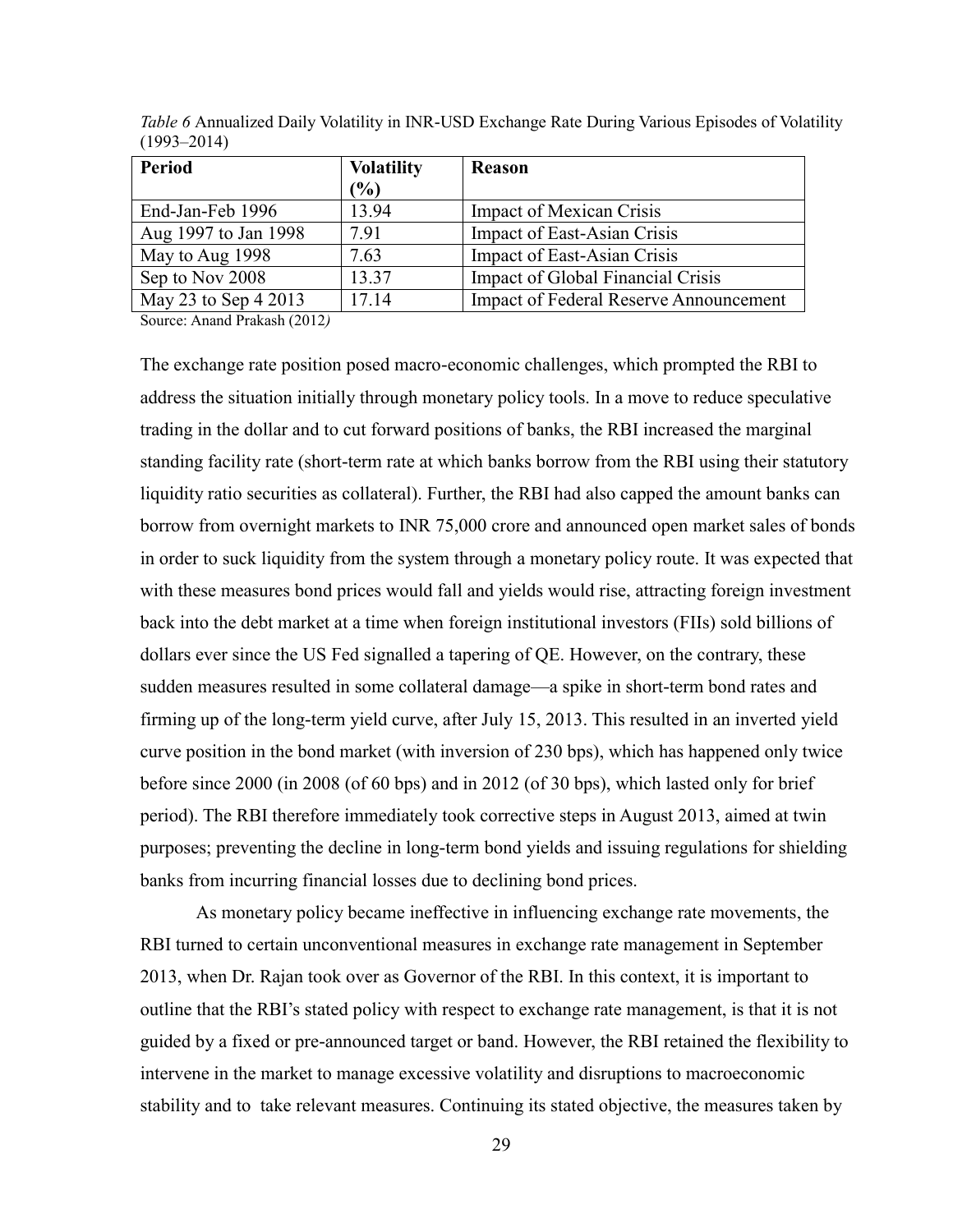*Table 6* Annualized Daily Volatility in INR-USD Exchange Rate During Various Episodes of Volatility (1993–2014)

| **Period** | **Volatility (%)** | **Reason** |
|---|---|---|
| End-Jan-Feb 1996 | 13.94 | Impact of Mexican Crisis |
| Aug 1997 to Jan 1998 | 7.91 | Impact of East-Asian Crisis |
| May to Aug 1998 | 7.63 | Impact of East-Asian Crisis |
| Sep to Nov 2008 | 13.37 | Impact of Global Financial Crisis |
| May 23 to Sep 4 2013 | 17.14 | Impact of Federal Reserve Announcement |

Source: Anand Prakash (2012*)*

The exchange rate position posed macro-economic challenges, which prompted the RBI to address the situation initially through monetary policy tools. In a move to reduce speculative trading in the dollar and to cut forward positions of banks, the RBI increased the marginal standing facility rate (short-term rate at which banks borrow from the RBI using their statutory liquidity ratio securities as collateral). Further, the RBI had also capped the amount banks can borrow from overnight markets to INR 75,000 crore and announced open market sales of bonds in order to suck liquidity from the system through a monetary policy route. It was expected that with these measures bond prices would fall and yields would rise, attracting foreign investment back into the debt market at a time when foreign institutional investors (FIIs) sold billions of dollars ever since the US Fed signalled a tapering of QE. However, on the contrary, these sudden measures resulted in some collateral damage—a spike in short-term bond rates and firming up of the long-term yield curve, after July 15, 2013. This resulted in an inverted yield curve position in the bond market (with inversion of 230 bps), which has happened only twice before since 2000 (in 2008 (of 60 bps) and in 2012 (of 30 bps), which lasted only for brief period). The RBI therefore immediately took corrective steps in August 2013, aimed at twin purposes; preventing the decline in long-term bond yields and issuing regulations for shielding banks from incurring financial losses due to declining bond prices.

As monetary policy became ineffective in influencing exchange rate movements, the RBI turned to certain unconventional measures in exchange rate management in September 2013, when Dr. Rajan took over as Governor of the RBI. In this context, it is important to outline that the RBI's stated policy with respect to exchange rate management, is that it is not guided by a fixed or pre-announced target or band. However, the RBI retained the flexibility to intervene in the market to manage excessive volatility and disruptions to macroeconomic stability and to take relevant measures. Continuing its stated objective, the measures taken by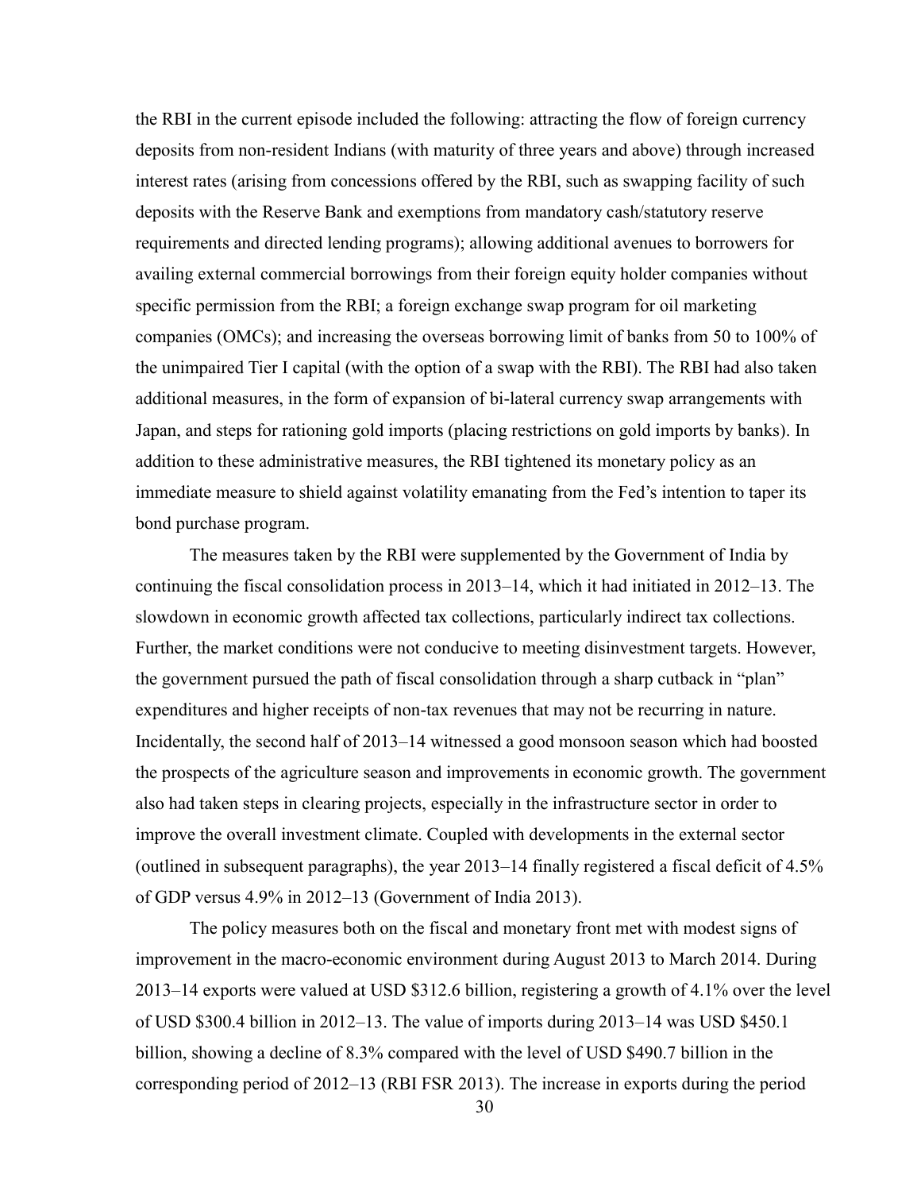the RBI in the current episode included the following: attracting the flow of foreign currency deposits from non-resident Indians (with maturity of three years and above) through increased interest rates (arising from concessions offered by the RBI, such as swapping facility of such deposits with the Reserve Bank and exemptions from mandatory cash/statutory reserve requirements and directed lending programs); allowing additional avenues to borrowers for availing external commercial borrowings from their foreign equity holder companies without specific permission from the RBI; a foreign exchange swap program for oil marketing companies (OMCs); and increasing the overseas borrowing limit of banks from 50 to 100% of the unimpaired Tier I capital (with the option of a swap with the RBI). The RBI had also taken additional measures, in the form of expansion of bi-lateral currency swap arrangements with Japan, and steps for rationing gold imports (placing restrictions on gold imports by banks). In addition to these administrative measures, the RBI tightened its monetary policy as an immediate measure to shield against volatility emanating from the Fed's intention to taper its bond purchase program.

The measures taken by the RBI were supplemented by the Government of India by continuing the fiscal consolidation process in 2013–14, which it had initiated in 2012–13. The slowdown in economic growth affected tax collections, particularly indirect tax collections. Further, the market conditions were not conducive to meeting disinvestment targets. However, the government pursued the path of fiscal consolidation through a sharp cutback in "plan" expenditures and higher receipts of non-tax revenues that may not be recurring in nature. Incidentally, the second half of 2013–14 witnessed a good monsoon season which had boosted the prospects of the agriculture season and improvements in economic growth. The government also had taken steps in clearing projects, especially in the infrastructure sector in order to improve the overall investment climate. Coupled with developments in the external sector (outlined in subsequent paragraphs), the year 2013–14 finally registered a fiscal deficit of 4.5% of GDP versus 4.9% in 2012–13 (Government of India 2013).

The policy measures both on the fiscal and monetary front met with modest signs of improvement in the macro-economic environment during August 2013 to March 2014. During 2013–14 exports were valued at USD $312.6 billion, registering a growth of 4.1% over the level of USD $300.4 billion in 2012–13. The value of imports during 2013–14 was USD $450.1 billion, showing a decline of 8.3% compared with the level of USD $490.7 billion in the corresponding period of 2012–13 (RBI FSR 2013). The increase in exports during the period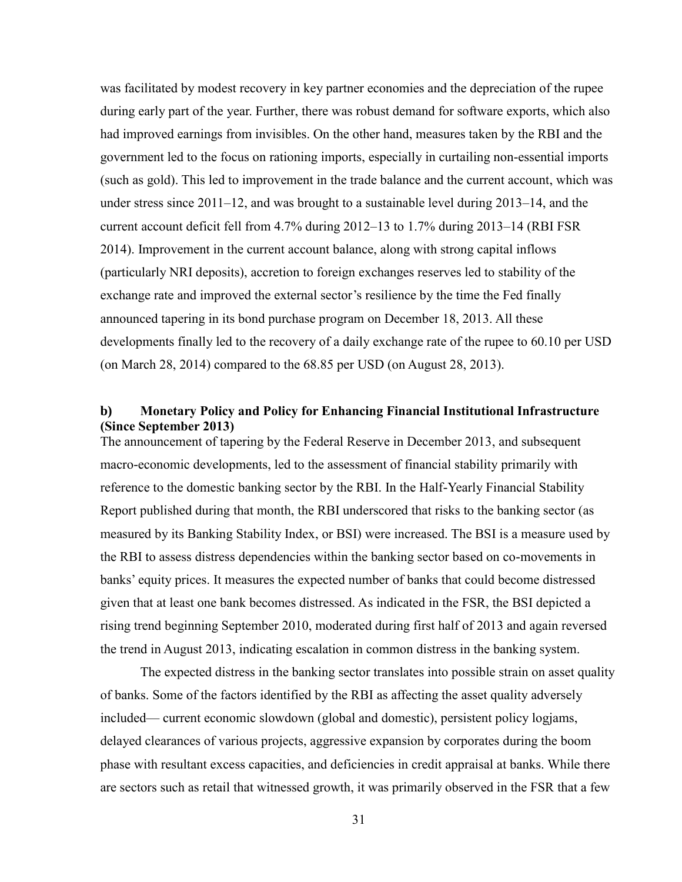was facilitated by modest recovery in key partner economies and the depreciation of the rupee during early part of the year. Further, there was robust demand for software exports, which also had improved earnings from invisibles. On the other hand, measures taken by the RBI and the government led to the focus on rationing imports, especially in curtailing non-essential imports (such as gold). This led to improvement in the trade balance and the current account, which was under stress since 2011–12, and was brought to a sustainable level during 2013–14, and the current account deficit fell from 4.7% during 2012–13 to 1.7% during 2013–14 (RBI FSR 2014). Improvement in the current account balance, along with strong capital inflows (particularly NRI deposits), accretion to foreign exchanges reserves led to stability of the exchange rate and improved the external sector's resilience by the time the Fed finally announced tapering in its bond purchase program on December 18, 2013. All these developments finally led to the recovery of a daily exchange rate of the rupee to 60.10 per USD (on March 28, 2014) compared to the 68.85 per USD (on August 28, 2013).

### b) Monetary Policy and Policy for Enhancing Financial Institutional Infrastructure (Since September 2013)

The announcement of tapering by the Federal Reserve in December 2013, and subsequent macro-economic developments, led to the assessment of financial stability primarily with reference to the domestic banking sector by the RBI. In the Half-Yearly Financial Stability Report published during that month, the RBI underscored that risks to the banking sector (as measured by its Banking Stability Index, or BSI) were increased. The BSI is a measure used by the RBI to assess distress dependencies within the banking sector based on co-movements in banks' equity prices. It measures the expected number of banks that could become distressed given that at least one bank becomes distressed. As indicated in the FSR, the BSI depicted a rising trend beginning September 2010, moderated during first half of 2013 and again reversed the trend in August 2013, indicating escalation in common distress in the banking system.

The expected distress in the banking sector translates into possible strain on asset quality of banks. Some of the factors identified by the RBI as affecting the asset quality adversely included— current economic slowdown (global and domestic), persistent policy logjams, delayed clearances of various projects, aggressive expansion by corporates during the boom phase with resultant excess capacities, and deficiencies in credit appraisal at banks. While there are sectors such as retail that witnessed growth, it was primarily observed in the FSR that a few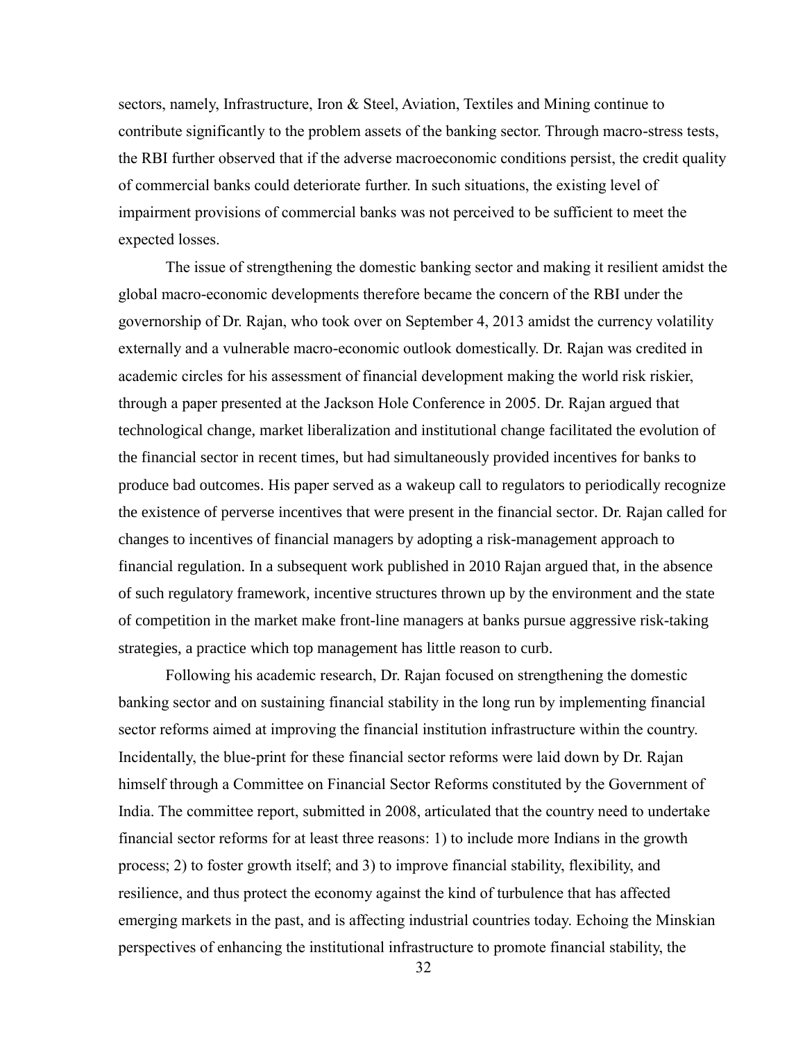sectors, namely, Infrastructure, Iron & Steel, Aviation, Textiles and Mining continue to contribute significantly to the problem assets of the banking sector. Through macro-stress tests, the RBI further observed that if the adverse macroeconomic conditions persist, the credit quality of commercial banks could deteriorate further. In such situations, the existing level of impairment provisions of commercial banks was not perceived to be sufficient to meet the expected losses.

The issue of strengthening the domestic banking sector and making it resilient amidst the global macro-economic developments therefore became the concern of the RBI under the governorship of Dr. Rajan, who took over on September 4, 2013 amidst the currency volatility externally and a vulnerable macro-economic outlook domestically. Dr. Rajan was credited in academic circles for his assessment of financial development making the world risk riskier, through a paper presented at the Jackson Hole Conference in 2005. Dr. Rajan argued that technological change, market liberalization and institutional change facilitated the evolution of the financial sector in recent times, but had simultaneously provided incentives for banks to produce bad outcomes. His paper served as a wakeup call to regulators to periodically recognize the existence of perverse incentives that were present in the financial sector. Dr. Rajan called for changes to incentives of financial managers by adopting a risk-management approach to financial regulation. In a subsequent work published in 2010 Rajan argued that, in the absence of such regulatory framework, incentive structures thrown up by the environment and the state of competition in the market make front-line managers at banks pursue aggressive risk-taking strategies, a practice which top management has little reason to curb.

Following his academic research, Dr. Rajan focused on strengthening the domestic banking sector and on sustaining financial stability in the long run by implementing financial sector reforms aimed at improving the financial institution infrastructure within the country. Incidentally, the blue-print for these financial sector reforms were laid down by Dr. Rajan himself through a Committee on Financial Sector Reforms constituted by the Government of India. The committee report, submitted in 2008, articulated that the country need to undertake financial sector reforms for at least three reasons: 1) to include more Indians in the growth process; 2) to foster growth itself; and 3) to improve financial stability, flexibility, and resilience, and thus protect the economy against the kind of turbulence that has affected emerging markets in the past, and is affecting industrial countries today. Echoing the Minskian perspectives of enhancing the institutional infrastructure to promote financial stability, the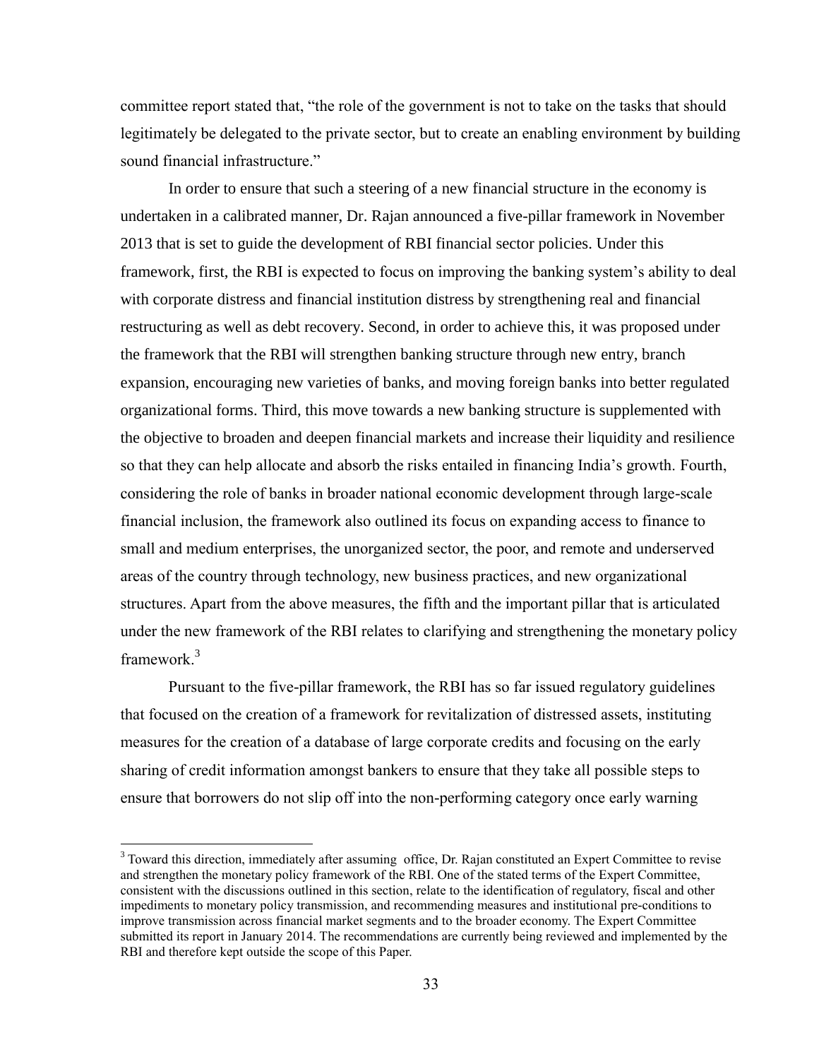committee report stated that, "the role of the government is not to take on the tasks that should legitimately be delegated to the private sector, but to create an enabling environment by building sound financial infrastructure."

In order to ensure that such a steering of a new financial structure in the economy is undertaken in a calibrated manner, Dr. Rajan announced a five-pillar framework in November 2013 that is set to guide the development of RBI financial sector policies. Under this framework, first, the RBI is expected to focus on improving the banking system's ability to deal with corporate distress and financial institution distress by strengthening real and financial restructuring as well as debt recovery. Second, in order to achieve this, it was proposed under the framework that the RBI will strengthen banking structure through new entry, branch expansion, encouraging new varieties of banks, and moving foreign banks into better regulated organizational forms. Third, this move towards a new banking structure is supplemented with the objective to broaden and deepen financial markets and increase their liquidity and resilience so that they can help allocate and absorb the risks entailed in financing India's growth. Fourth, considering the role of banks in broader national economic development through large-scale financial inclusion, the framework also outlined its focus on expanding access to finance to small and medium enterprises, the unorganized sector, the poor, and remote and underserved areas of the country through technology, new business practices, and new organizational structures. Apart from the above measures, the fifth and the important pillar that is articulated under the new framework of the RBI relates to clarifying and strengthening the monetary policy framework.[3]

Pursuant to the five-pillar framework, the RBI has so far issued regulatory guidelines that focused on the creation of a framework for revitalization of distressed assets, instituting measures for the creation of a database of large corporate credits and focusing on the early sharing of credit information amongst bankers to ensure that they take all possible steps to ensure that borrowers do not slip off into the non-performing category once early warning

---

[3] Toward this direction, immediately after assuming office, Dr. Rajan constituted an Expert Committee to revise and strengthen the monetary policy framework of the RBI. One of the stated terms of the Expert Committee, consistent with the discussions outlined in this section, relate to the identification of regulatory, fiscal and other impediments to monetary policy transmission, and recommending measures and institutional pre-conditions to improve transmission across financial market segments and to the broader economy. The Expert Committee submitted its report in January 2014. The recommendations are currently being reviewed and implemented by the RBI and therefore kept outside the scope of this Paper.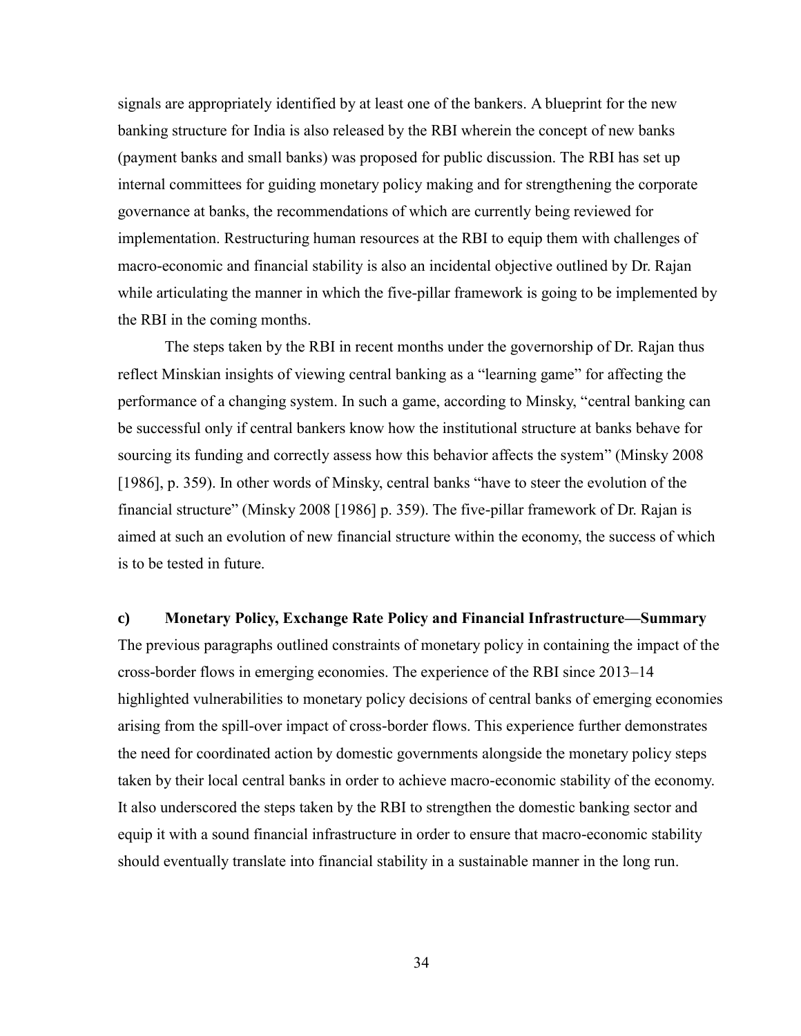signals are appropriately identified by at least one of the bankers. A blueprint for the new banking structure for India is also released by the RBI wherein the concept of new banks (payment banks and small banks) was proposed for public discussion. The RBI has set up internal committees for guiding monetary policy making and for strengthening the corporate governance at banks, the recommendations of which are currently being reviewed for implementation. Restructuring human resources at the RBI to equip them with challenges of macro-economic and financial stability is also an incidental objective outlined by Dr. Rajan while articulating the manner in which the five-pillar framework is going to be implemented by the RBI in the coming months.

The steps taken by the RBI in recent months under the governorship of Dr. Rajan thus reflect Minskian insights of viewing central banking as a "learning game" for affecting the performance of a changing system. In such a game, according to Minsky, "central banking can be successful only if central bankers know how the institutional structure at banks behave for sourcing its funding and correctly assess how this behavior affects the system" (Minsky 2008 [1986], p. 359). In other words of Minsky, central banks "have to steer the evolution of the financial structure" (Minsky 2008 [1986] p. 359). The five-pillar framework of Dr. Rajan is aimed at such an evolution of new financial structure within the economy, the success of which is to be tested in future.

### c) Monetary Policy, Exchange Rate Policy and Financial Infrastructure—Summary

The previous paragraphs outlined constraints of monetary policy in containing the impact of the cross-border flows in emerging economies. The experience of the RBI since 2013–14 highlighted vulnerabilities to monetary policy decisions of central banks of emerging economies arising from the spill-over impact of cross-border flows. This experience further demonstrates the need for coordinated action by domestic governments alongside the monetary policy steps taken by their local central banks in order to achieve macro-economic stability of the economy. It also underscored the steps taken by the RBI to strengthen the domestic banking sector and equip it with a sound financial infrastructure in order to ensure that macro-economic stability should eventually translate into financial stability in a sustainable manner in the long run.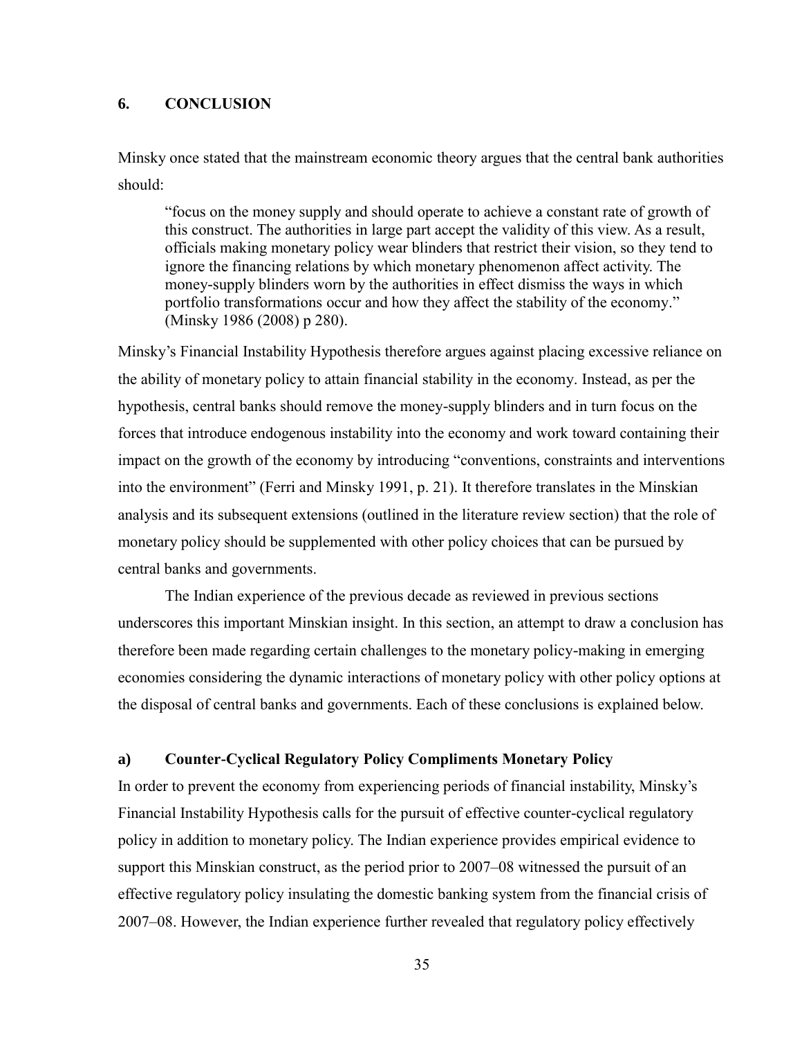## 6. CONCLUSION

Minsky once stated that the mainstream economic theory argues that the central bank authorities should:

> "focus on the money supply and should operate to achieve a constant rate of growth of this construct. The authorities in large part accept the validity of this view. As a result, officials making monetary policy wear blinders that restrict their vision, so they tend to ignore the financing relations by which monetary phenomenon affect activity. The money-supply blinders worn by the authorities in effect dismiss the ways in which portfolio transformations occur and how they affect the stability of the economy." (Minsky 1986 (2008) p 280).

Minsky's Financial Instability Hypothesis therefore argues against placing excessive reliance on the ability of monetary policy to attain financial stability in the economy. Instead, as per the hypothesis, central banks should remove the money-supply blinders and in turn focus on the forces that introduce endogenous instability into the economy and work toward containing their impact on the growth of the economy by introducing "conventions, constraints and interventions into the environment" (Ferri and Minsky 1991, p. 21). It therefore translates in the Minskian analysis and its subsequent extensions (outlined in the literature review section) that the role of monetary policy should be supplemented with other policy choices that can be pursued by central banks and governments.

The Indian experience of the previous decade as reviewed in previous sections underscores this important Minskian insight. In this section, an attempt to draw a conclusion has therefore been made regarding certain challenges to the monetary policy-making in emerging economies considering the dynamic interactions of monetary policy with other policy options at the disposal of central banks and governments. Each of these conclusions is explained below.

### a) Counter-Cyclical Regulatory Policy Compliments Monetary Policy

In order to prevent the economy from experiencing periods of financial instability, Minsky's Financial Instability Hypothesis calls for the pursuit of effective counter-cyclical regulatory policy in addition to monetary policy. The Indian experience provides empirical evidence to support this Minskian construct, as the period prior to 2007–08 witnessed the pursuit of an effective regulatory policy insulating the domestic banking system from the financial crisis of 2007–08. However, the Indian experience further revealed that regulatory policy effectively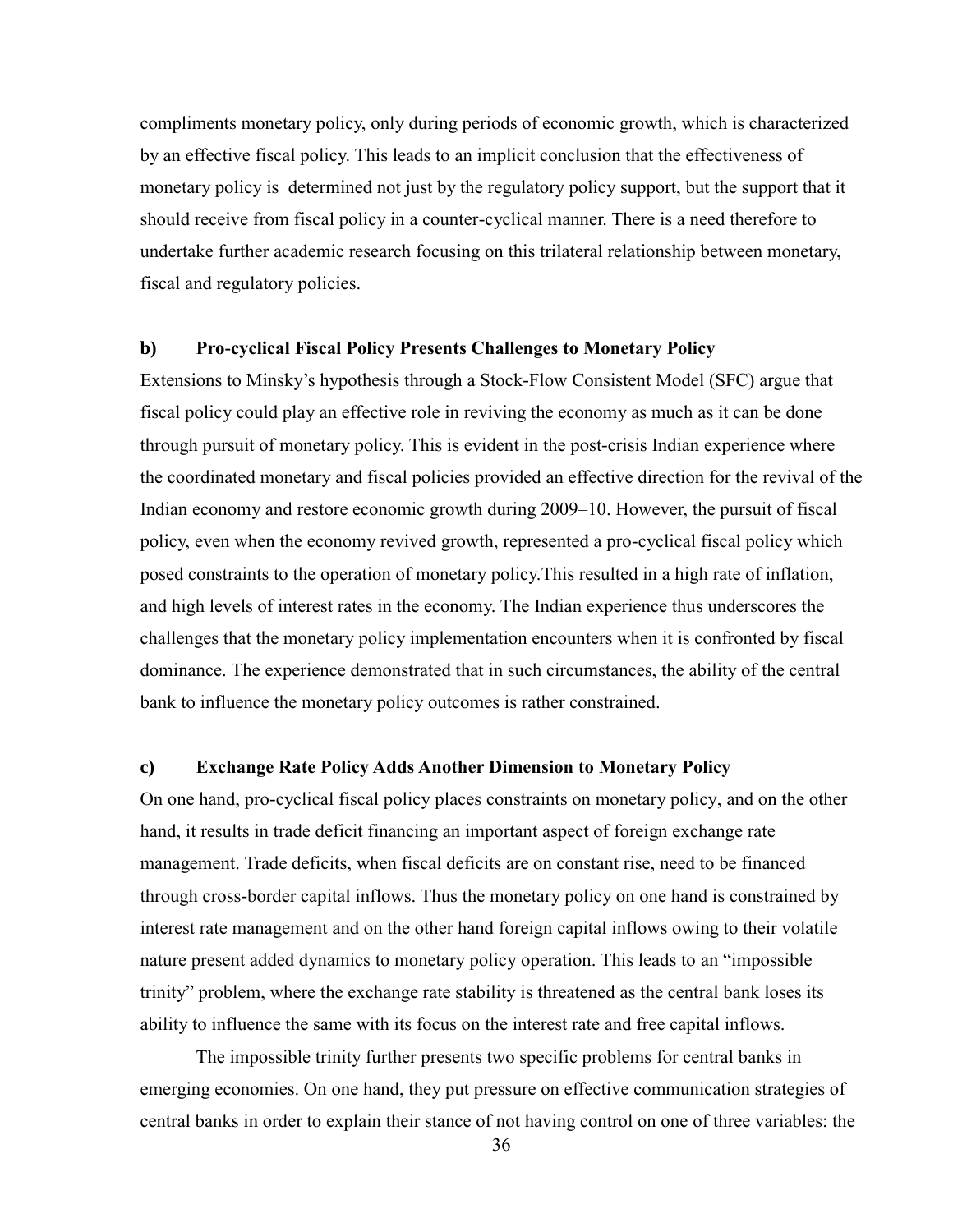compliments monetary policy, only during periods of economic growth, which is characterized by an effective fiscal policy. This leads to an implicit conclusion that the effectiveness of monetary policy is determined not just by the regulatory policy support, but the support that it should receive from fiscal policy in a counter-cyclical manner. There is a need therefore to undertake further academic research focusing on this trilateral relationship between monetary, fiscal and regulatory policies.

### b) Pro-cyclical Fiscal Policy Presents Challenges to Monetary Policy

Extensions to Minsky's hypothesis through a Stock-Flow Consistent Model (SFC) argue that fiscal policy could play an effective role in reviving the economy as much as it can be done through pursuit of monetary policy. This is evident in the post-crisis Indian experience where the coordinated monetary and fiscal policies provided an effective direction for the revival of the Indian economy and restore economic growth during 2009–10. However, the pursuit of fiscal policy, even when the economy revived growth, represented a pro-cyclical fiscal policy which posed constraints to the operation of monetary policy.This resulted in a high rate of inflation, and high levels of interest rates in the economy. The Indian experience thus underscores the challenges that the monetary policy implementation encounters when it is confronted by fiscal dominance. The experience demonstrated that in such circumstances, the ability of the central bank to influence the monetary policy outcomes is rather constrained.

### c) Exchange Rate Policy Adds Another Dimension to Monetary Policy

On one hand, pro-cyclical fiscal policy places constraints on monetary policy, and on the other hand, it results in trade deficit financing an important aspect of foreign exchange rate management. Trade deficits, when fiscal deficits are on constant rise, need to be financed through cross-border capital inflows. Thus the monetary policy on one hand is constrained by interest rate management and on the other hand foreign capital inflows owing to their volatile nature present added dynamics to monetary policy operation. This leads to an "impossible trinity" problem, where the exchange rate stability is threatened as the central bank loses its ability to influence the same with its focus on the interest rate and free capital inflows.

The impossible trinity further presents two specific problems for central banks in emerging economies. On one hand, they put pressure on effective communication strategies of central banks in order to explain their stance of not having control on one of three variables: the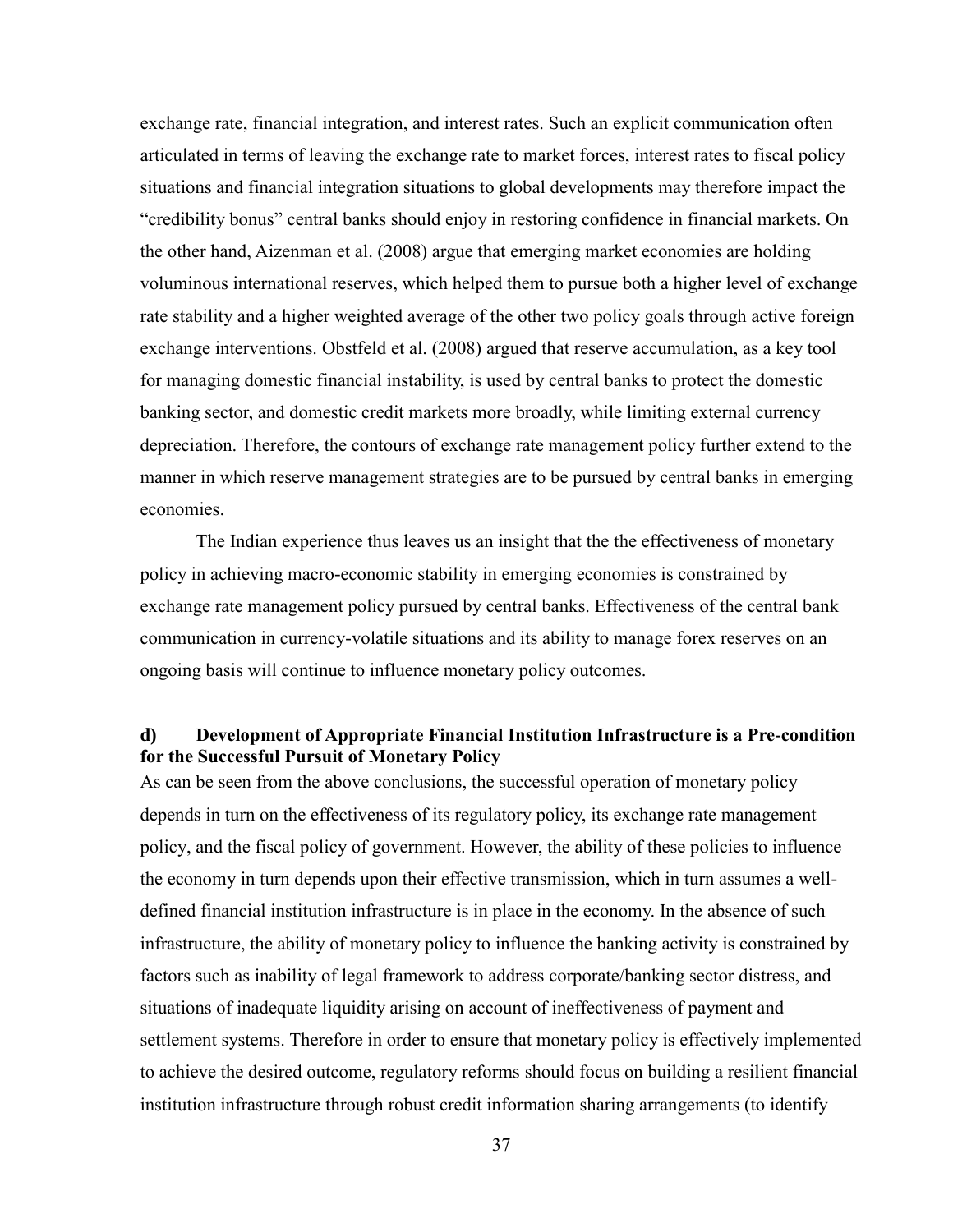exchange rate, financial integration, and interest rates. Such an explicit communication often articulated in terms of leaving the exchange rate to market forces, interest rates to fiscal policy situations and financial integration situations to global developments may therefore impact the "credibility bonus" central banks should enjoy in restoring confidence in financial markets. On the other hand, Aizenman et al. (2008) argue that emerging market economies are holding voluminous international reserves, which helped them to pursue both a higher level of exchange rate stability and a higher weighted average of the other two policy goals through active foreign exchange interventions. Obstfeld et al. (2008) argued that reserve accumulation, as a key tool for managing domestic financial instability, is used by central banks to protect the domestic banking sector, and domestic credit markets more broadly, while limiting external currency depreciation. Therefore, the contours of exchange rate management policy further extend to the manner in which reserve management strategies are to be pursued by central banks in emerging economies.

The Indian experience thus leaves us an insight that the the effectiveness of monetary policy in achieving macro-economic stability in emerging economies is constrained by exchange rate management policy pursued by central banks. Effectiveness of the central bank communication in currency-volatile situations and its ability to manage forex reserves on an ongoing basis will continue to influence monetary policy outcomes.

### d) Development of Appropriate Financial Institution Infrastructure is a Pre-condition for the Successful Pursuit of Monetary Policy

As can be seen from the above conclusions, the successful operation of monetary policy depends in turn on the effectiveness of its regulatory policy, its exchange rate management policy, and the fiscal policy of government. However, the ability of these policies to influence the economy in turn depends upon their effective transmission, which in turn assumes a well-defined financial institution infrastructure is in place in the economy. In the absence of such infrastructure, the ability of monetary policy to influence the banking activity is constrained by factors such as inability of legal framework to address corporate/banking sector distress, and situations of inadequate liquidity arising on account of ineffectiveness of payment and settlement systems. Therefore in order to ensure that monetary policy is effectively implemented to achieve the desired outcome, regulatory reforms should focus on building a resilient financial institution infrastructure through robust credit information sharing arrangements (to identify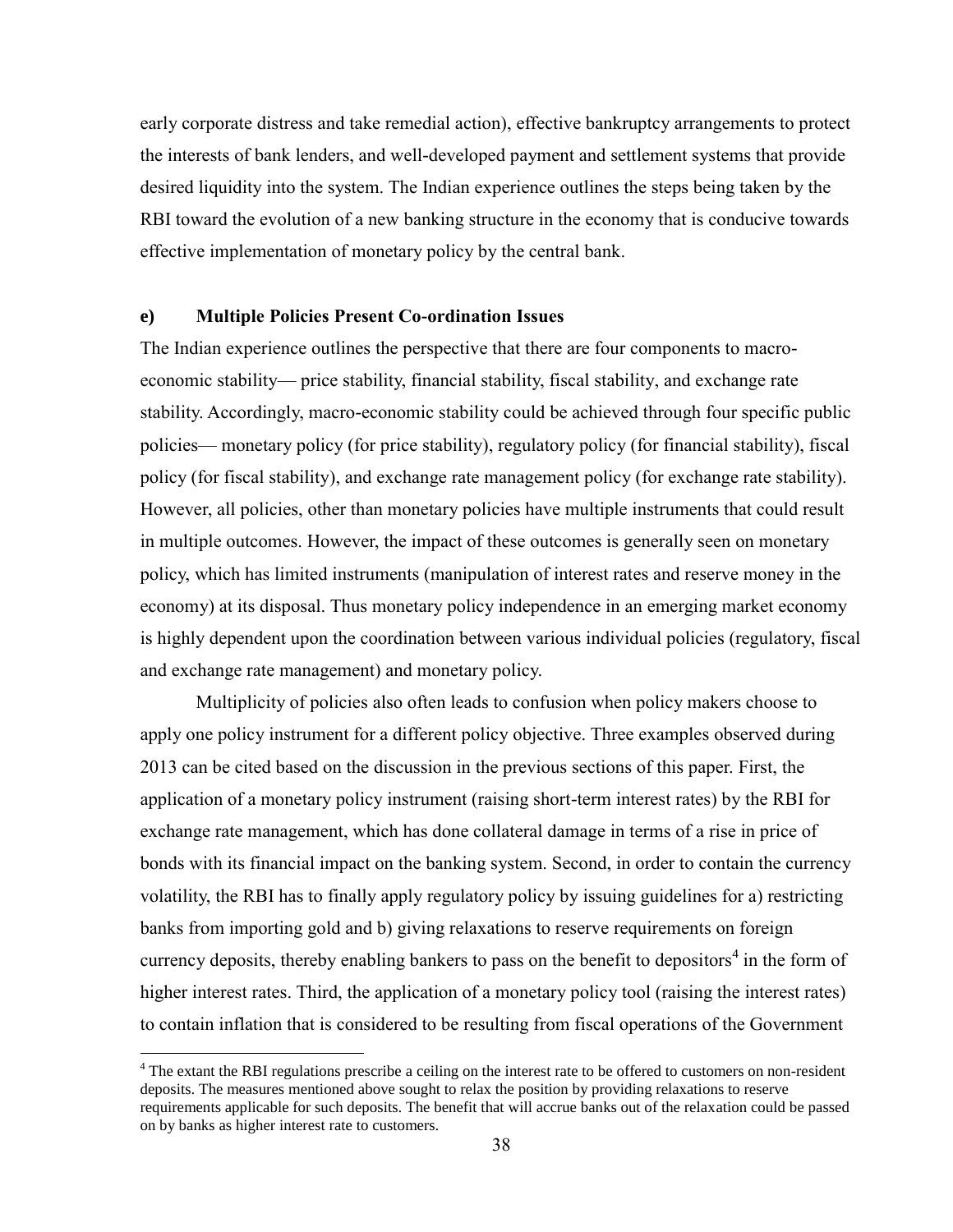early corporate distress and take remedial action), effective bankruptcy arrangements to protect the interests of bank lenders, and well-developed payment and settlement systems that provide desired liquidity into the system. The Indian experience outlines the steps being taken by the RBI toward the evolution of a new banking structure in the economy that is conducive towards effective implementation of monetary policy by the central bank.

### e) Multiple Policies Present Co-ordination Issues

The Indian experience outlines the perspective that there are four components to macro-economic stability— price stability, financial stability, fiscal stability, and exchange rate stability. Accordingly, macro-economic stability could be achieved through four specific public policies— monetary policy (for price stability), regulatory policy (for financial stability), fiscal policy (for fiscal stability), and exchange rate management policy (for exchange rate stability). However, all policies, other than monetary policies have multiple instruments that could result in multiple outcomes. However, the impact of these outcomes is generally seen on monetary policy, which has limited instruments (manipulation of interest rates and reserve money in the economy) at its disposal. Thus monetary policy independence in an emerging market economy is highly dependent upon the coordination between various individual policies (regulatory, fiscal and exchange rate management) and monetary policy.

Multiplicity of policies also often leads to confusion when policy makers choose to apply one policy instrument for a different policy objective. Three examples observed during 2013 can be cited based on the discussion in the previous sections of this paper. First, the application of a monetary policy instrument (raising short-term interest rates) by the RBI for exchange rate management, which has done collateral damage in terms of a rise in price of bonds with its financial impact on the banking system. Second, in order to contain the currency volatility, the RBI has to finally apply regulatory policy by issuing guidelines for a) restricting banks from importing gold and b) giving relaxations to reserve requirements on foreign currency deposits, thereby enabling bankers to pass on the benefit to depositors[4] in the form of higher interest rates. Third, the application of a monetary policy tool (raising the interest rates) to contain inflation that is considered to be resulting from fiscal operations of the Government

---

[4] The extant the RBI regulations prescribe a ceiling on the interest rate to be offered to customers on non-resident deposits. The measures mentioned above sought to relax the position by providing relaxations to reserve requirements applicable for such deposits. The benefit that will accrue banks out of the relaxation could be passed on by banks as higher interest rate to customers.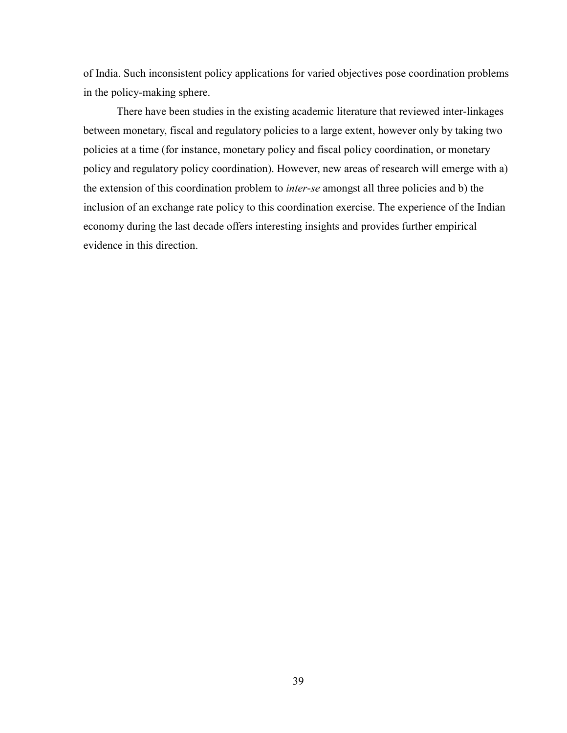of India. Such inconsistent policy applications for varied objectives pose coordination problems in the policy-making sphere.

There have been studies in the existing academic literature that reviewed inter-linkages between monetary, fiscal and regulatory policies to a large extent, however only by taking two policies at a time (for instance, monetary policy and fiscal policy coordination, or monetary policy and regulatory policy coordination). However, new areas of research will emerge with a) the extension of this coordination problem to *inter-se* amongst all three policies and b) the inclusion of an exchange rate policy to this coordination exercise. The experience of the Indian economy during the last decade offers interesting insights and provides further empirical evidence in this direction.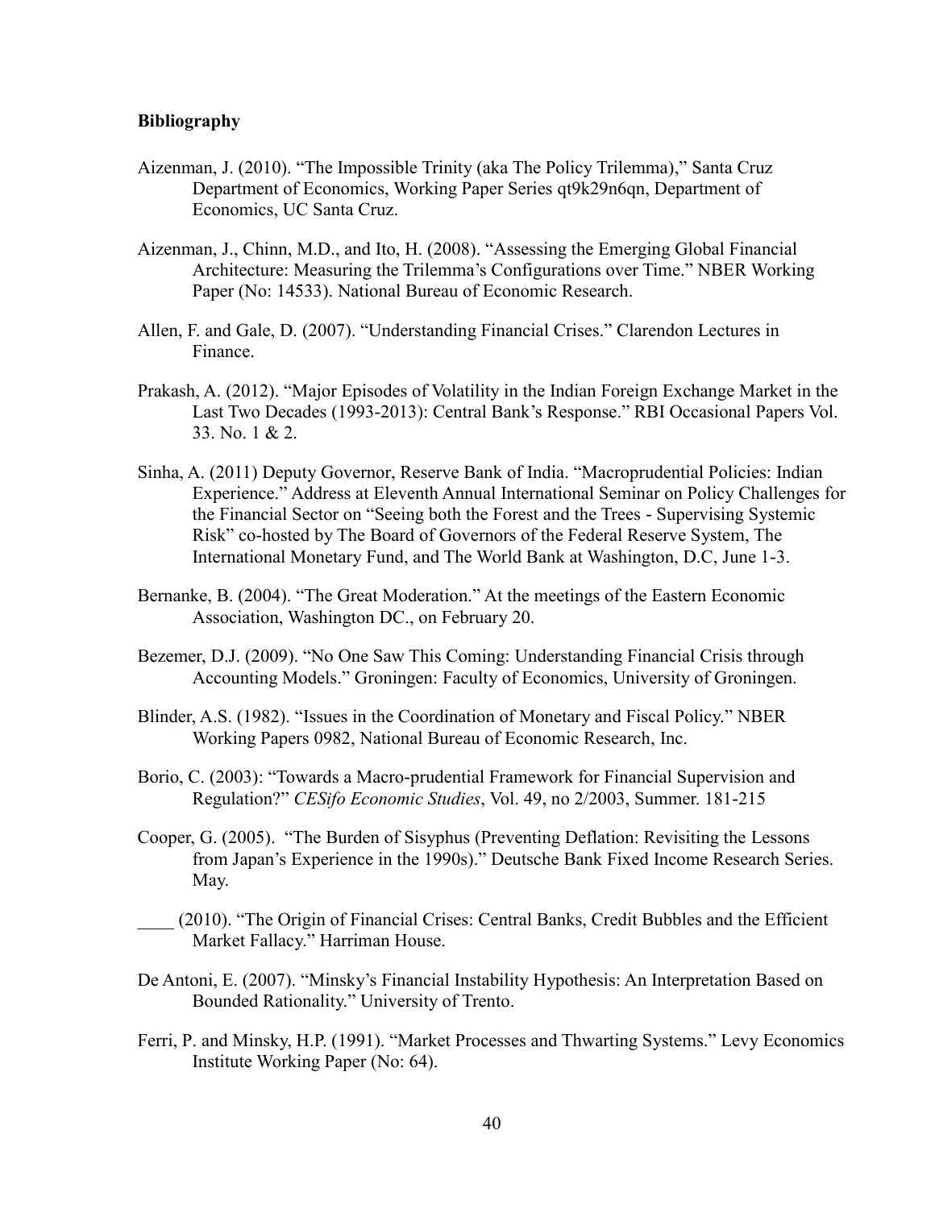**Bibliography**

Aizenman, J. (2010). “The Impossible Trinity (aka The Policy Trilemma),” Santa Cruz Department of Economics, Working Paper Series qt9k29n6qn, Department of Economics, UC Santa Cruz.

Aizenman, J., Chinn, M.D., and Ito, H. (2008). “Assessing the Emerging Global Financial Architecture: Measuring the Trilemma’s Configurations over Time.” NBER Working Paper (No: 14533). National Bureau of Economic Research.

Allen, F. and Gale, D. (2007). “Understanding Financial Crises.” Clarendon Lectures in Finance.

Prakash, A. (2012). “Major Episodes of Volatility in the Indian Foreign Exchange Market in the Last Two Decades (1993-2013): Central Bank’s Response.” RBI Occasional Papers Vol. 33. No. 1 & 2.

Sinha, A. (2011) Deputy Governor, Reserve Bank of India. “Macroprudential Policies: Indian Experience.” Address at Eleventh Annual International Seminar on Policy Challenges for the Financial Sector on “Seeing both the Forest and the Trees - Supervising Systemic Risk” co-hosted by The Board of Governors of the Federal Reserve System, The International Monetary Fund, and The World Bank at Washington, D.C, June 1-3.

Bernanke, B. (2004). “The Great Moderation.” At the meetings of the Eastern Economic Association, Washington DC., on February 20.

Bezemer, D.J. (2009). “No One Saw This Coming: Understanding Financial Crisis through Accounting Models.” Groningen: Faculty of Economics, University of Groningen.

Blinder, A.S. (1982). “Issues in the Coordination of Monetary and Fiscal Policy.” NBER Working Papers 0982, National Bureau of Economic Research, Inc.

Borio, C. (2003): “Towards a Macro-prudential Framework for Financial Supervision and Regulation?” *CESifo Economic Studies*, Vol. 49, no 2/2003, Summer. 181-215

Cooper, G. (2005). “The Burden of Sisyphus (Preventing Deflation: Revisiting the Lessons from Japan’s Experience in the 1990s).” Deutsche Bank Fixed Income Research Series. May.

____ (2010). “The Origin of Financial Crises: Central Banks, Credit Bubbles and the Efficient Market Fallacy.” Harriman House.

De Antoni, E. (2007). “Minsky’s Financial Instability Hypothesis: An Interpretation Based on Bounded Rationality.” University of Trento.

Ferri, P. and Minsky, H.P. (1991). “Market Processes and Thwarting Systems.” Levy Economics Institute Working Paper (No: 64).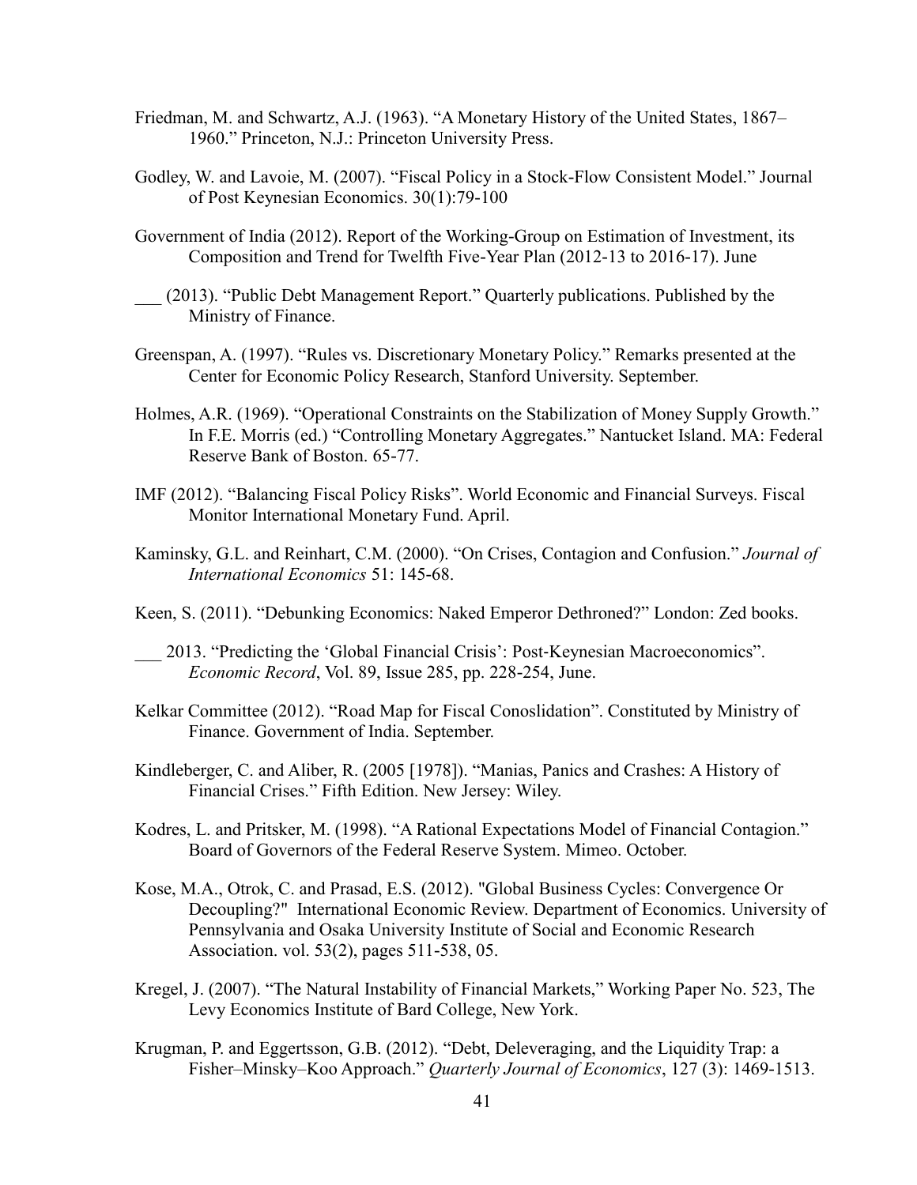Friedman, M. and Schwartz, A.J. (1963). "A Monetary History of the United States, 1867–1960." Princeton, N.J.: Princeton University Press.

Godley, W. and Lavoie, M. (2007). "Fiscal Policy in a Stock-Flow Consistent Model." Journal of Post Keynesian Economics. 30(1):79-100

Government of India (2012). Report of the Working-Group on Estimation of Investment, its Composition and Trend for Twelfth Five-Year Plan (2012-13 to 2016-17). June

___ (2013). "Public Debt Management Report." Quarterly publications. Published by the Ministry of Finance.

Greenspan, A. (1997). "Rules vs. Discretionary Monetary Policy." Remarks presented at the Center for Economic Policy Research, Stanford University. September.

Holmes, A.R. (1969). "Operational Constraints on the Stabilization of Money Supply Growth." In F.E. Morris (ed.) "Controlling Monetary Aggregates." Nantucket Island. MA: Federal Reserve Bank of Boston. 65-77.

IMF (2012). "Balancing Fiscal Policy Risks". World Economic and Financial Surveys. Fiscal Monitor International Monetary Fund. April.

Kaminsky, G.L. and Reinhart, C.M. (2000). "On Crises, Contagion and Confusion." *Journal of International Economics* 51: 145-68.

Keen, S. (2011). "Debunking Economics: Naked Emperor Dethroned?" London: Zed books.

___ 2013. "Predicting the 'Global Financial Crisis': Post-Keynesian Macroeconomics". *Economic Record*, Vol. 89, Issue 285, pp. 228-254, June.

Kelkar Committee (2012). "Road Map for Fiscal Conoslidation". Constituted by Ministry of Finance. Government of India. September.

Kindleberger, C. and Aliber, R. (2005 [1978]). "Manias, Panics and Crashes: A History of Financial Crises." Fifth Edition. New Jersey: Wiley.

Kodres, L. and Pritsker, M. (1998). "A Rational Expectations Model of Financial Contagion." Board of Governors of the Federal Reserve System. Mimeo. October.

Kose, M.A., Otrok, C. and Prasad, E.S. (2012). "Global Business Cycles: Convergence Or Decoupling?" International Economic Review. Department of Economics. University of Pennsylvania and Osaka University Institute of Social and Economic Research Association. vol. 53(2), pages 511-538, 05.

Kregel, J. (2007). "The Natural Instability of Financial Markets," Working Paper No. 523, The Levy Economics Institute of Bard College, New York.

Krugman, P. and Eggertsson, G.B. (2012). "Debt, Deleveraging, and the Liquidity Trap: a Fisher–Minsky–Koo Approach." *Quarterly Journal of Economics*, 127 (3): 1469-1513.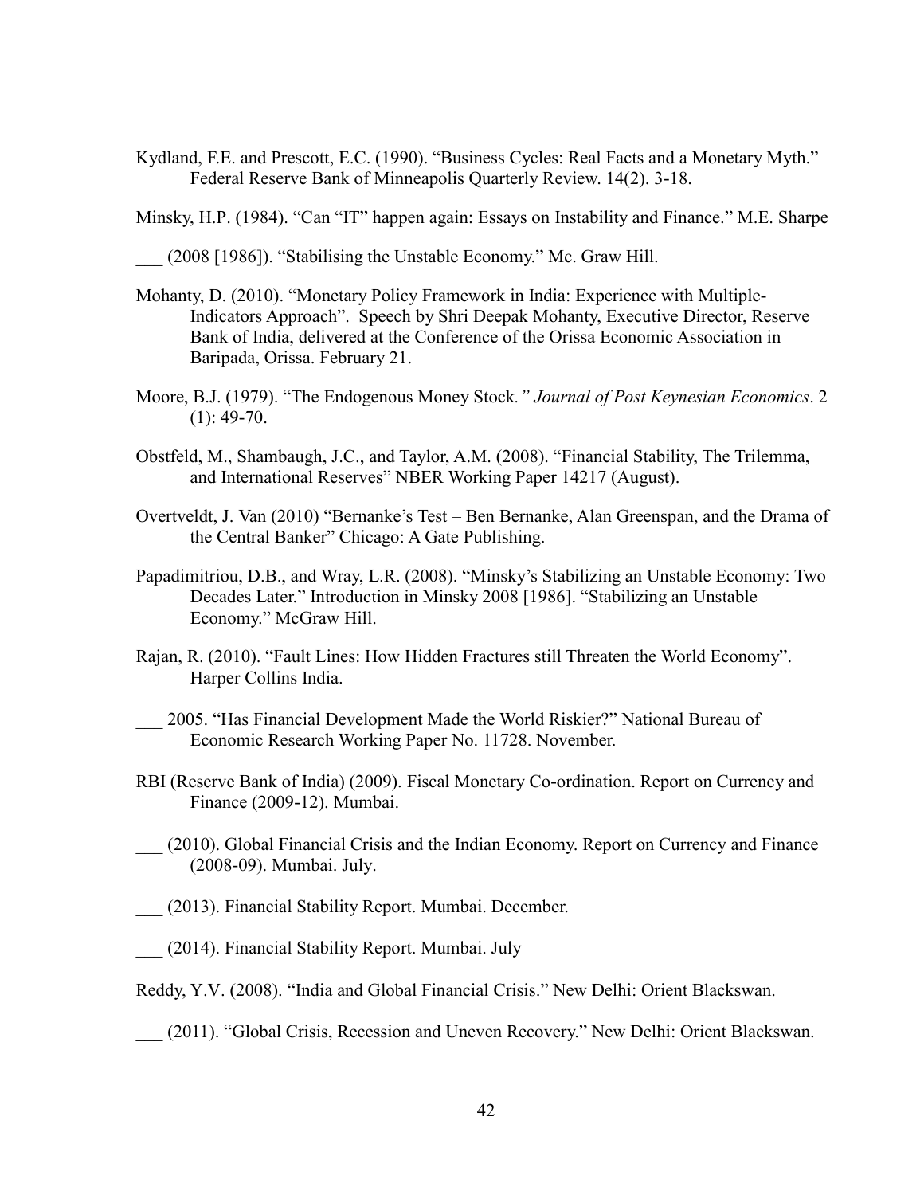Kydland, F.E. and Prescott, E.C. (1990). "Business Cycles: Real Facts and a Monetary Myth." Federal Reserve Bank of Minneapolis Quarterly Review. 14(2). 3-18.

Minsky, H.P. (1984). "Can "IT" happen again: Essays on Instability and Finance." M.E. Sharpe

___ (2008 [1986]). "Stabilising the Unstable Economy." Mc. Graw Hill.

Mohanty, D. (2010). "Monetary Policy Framework in India: Experience with Multiple-Indicators Approach". Speech by Shri Deepak Mohanty, Executive Director, Reserve Bank of India, delivered at the Conference of the Orissa Economic Association in Baripada, Orissa. February 21.

Moore, B.J. (1979). "The Endogenous Money Stock*." Journal of Post Keynesian Economics*. 2 (1): 49-70.

Obstfeld, M., Shambaugh, J.C., and Taylor, A.M. (2008). "Financial Stability, The Trilemma, and International Reserves" NBER Working Paper 14217 (August).

Overtveldt, J. Van (2010) "Bernanke's Test – Ben Bernanke, Alan Greenspan, and the Drama of the Central Banker" Chicago: A Gate Publishing.

Papadimitriou, D.B., and Wray, L.R. (2008). "Minsky's Stabilizing an Unstable Economy: Two Decades Later." Introduction in Minsky 2008 [1986]. "Stabilizing an Unstable Economy." McGraw Hill.

Rajan, R. (2010). "Fault Lines: How Hidden Fractures still Threaten the World Economy". Harper Collins India.

___ 2005. "Has Financial Development Made the World Riskier?" National Bureau of Economic Research Working Paper No. 11728. November.

RBI (Reserve Bank of India) (2009). Fiscal Monetary Co-ordination. Report on Currency and Finance (2009-12). Mumbai.

___ (2010). Global Financial Crisis and the Indian Economy. Report on Currency and Finance (2008-09). Mumbai. July.

___ (2013). Financial Stability Report. Mumbai. December.

___ (2014). Financial Stability Report. Mumbai. July

Reddy, Y.V. (2008). "India and Global Financial Crisis." New Delhi: Orient Blackswan.

___ (2011). "Global Crisis, Recession and Uneven Recovery." New Delhi: Orient Blackswan.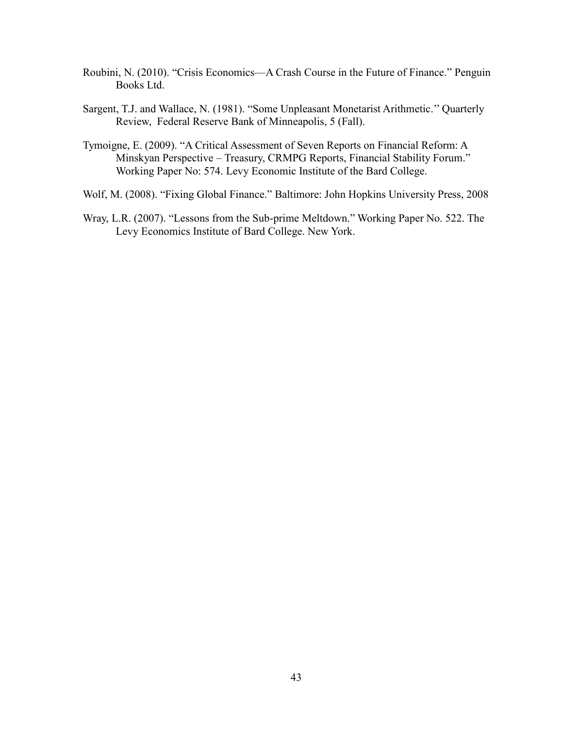Roubini, N. (2010). “Crisis Economics—A Crash Course in the Future of Finance.” Penguin Books Ltd.

Sargent, T.J. and Wallace, N. (1981). “Some Unpleasant Monetarist Arithmetic.’’ Quarterly Review, Federal Reserve Bank of Minneapolis, 5 (Fall).

Tymoigne, E. (2009). “A Critical Assessment of Seven Reports on Financial Reform: A Minskyan Perspective – Treasury, CRMPG Reports, Financial Stability Forum.” Working Paper No: 574. Levy Economic Institute of the Bard College.

Wolf, M. (2008). “Fixing Global Finance.” Baltimore: John Hopkins University Press, 2008

Wray, L.R. (2007). “Lessons from the Sub-prime Meltdown.” Working Paper No. 522. The Levy Economics Institute of Bard College. New York.